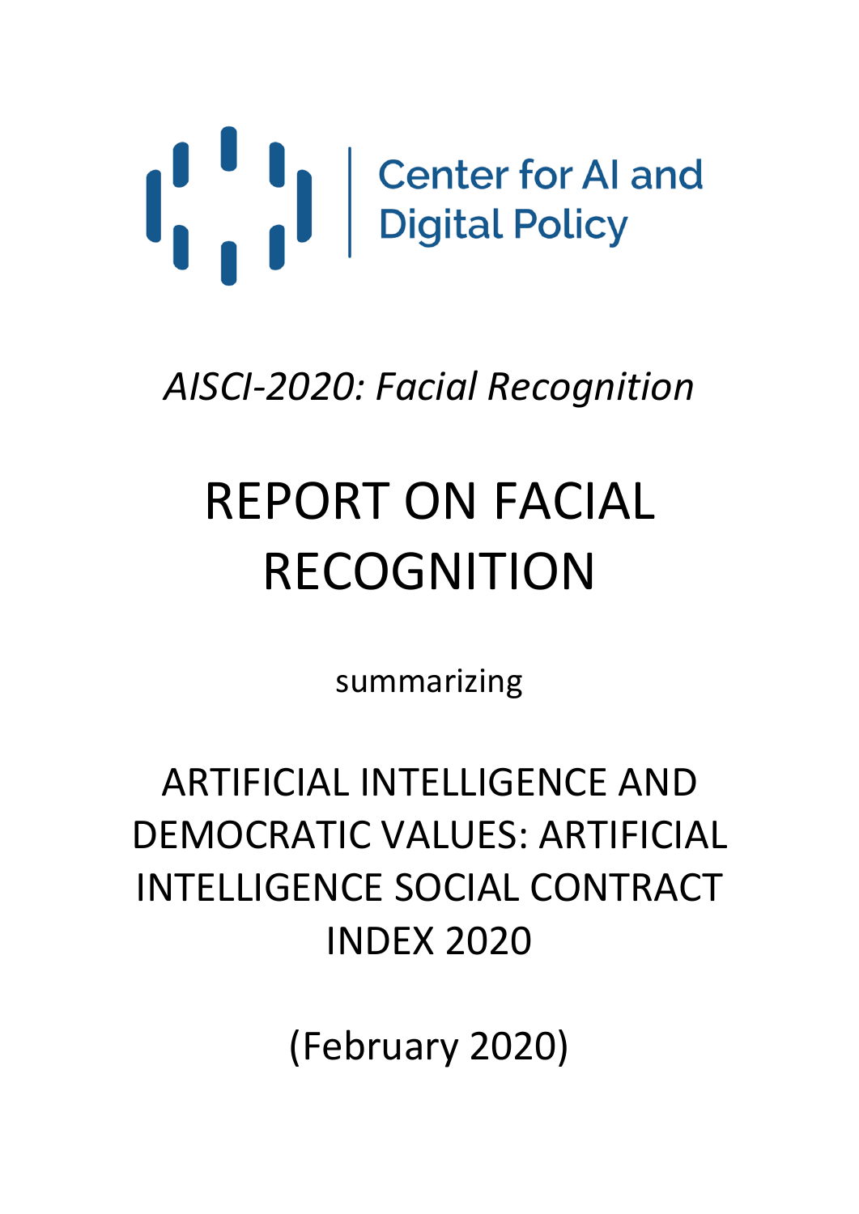Center for AI and Digital Policy

*AISCI-2020: Facial Recognition*

# REPORT ON FACIAL RECOGNITION

summarizing

## ARTIFICIAL INTELLIGENCE AND DEMOCRATIC VALUES: ARTIFICIAL INTELLIGENCE SOCIAL CONTRACT INDEX 2020

(February 2020)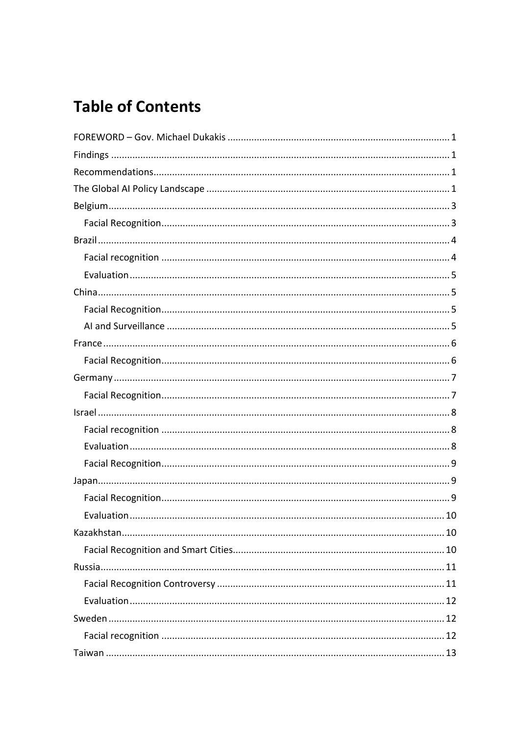# Table of Contents

FOREWORD – Gov. Michael Dukakis ..... 1
Findings ..... 1
Recommendations ..... 1
The Global AI Policy Landscape ..... 1
Belgium ..... 3
  Facial Recognition ..... 3
Brazil ..... 4
  Facial recognition ..... 4
  Evaluation ..... 5
China ..... 5
  Facial Recognition ..... 5
  AI and Surveillance ..... 5
France ..... 6
  Facial Recognition ..... 6
Germany ..... 7
  Facial Recognition ..... 7
Israel ..... 8
  Facial recognition ..... 8
  Evaluation ..... 8
  Facial Recognition ..... 9
Japan ..... 9
  Facial Recognition ..... 9
  Evaluation ..... 10
Kazakhstan ..... 10
  Facial Recognition and Smart Cities ..... 10
Russia ..... 11
  Facial Recognition Controversy ..... 11
  Evaluation ..... 12
Sweden ..... 12
  Facial recognition ..... 12
Taiwan ..... 13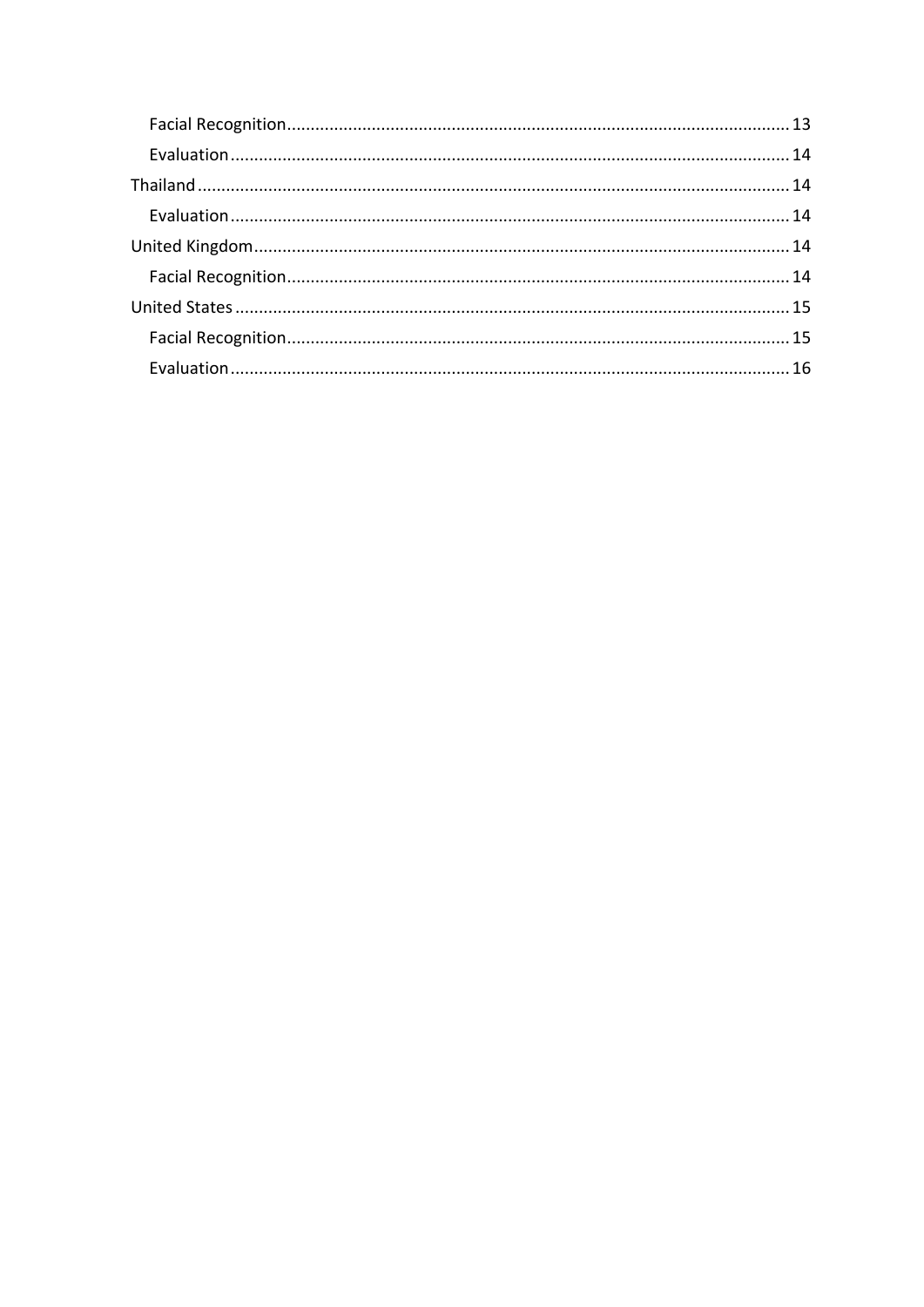- Facial Recognition ........ 13
- Evaluation ........ 14

Thailand ........ 14

- Evaluation ........ 14

United Kingdom ........ 14

- Facial Recognition ........ 14

United States ........ 15

- Facial Recognition ........ 15
- Evaluation ........ 16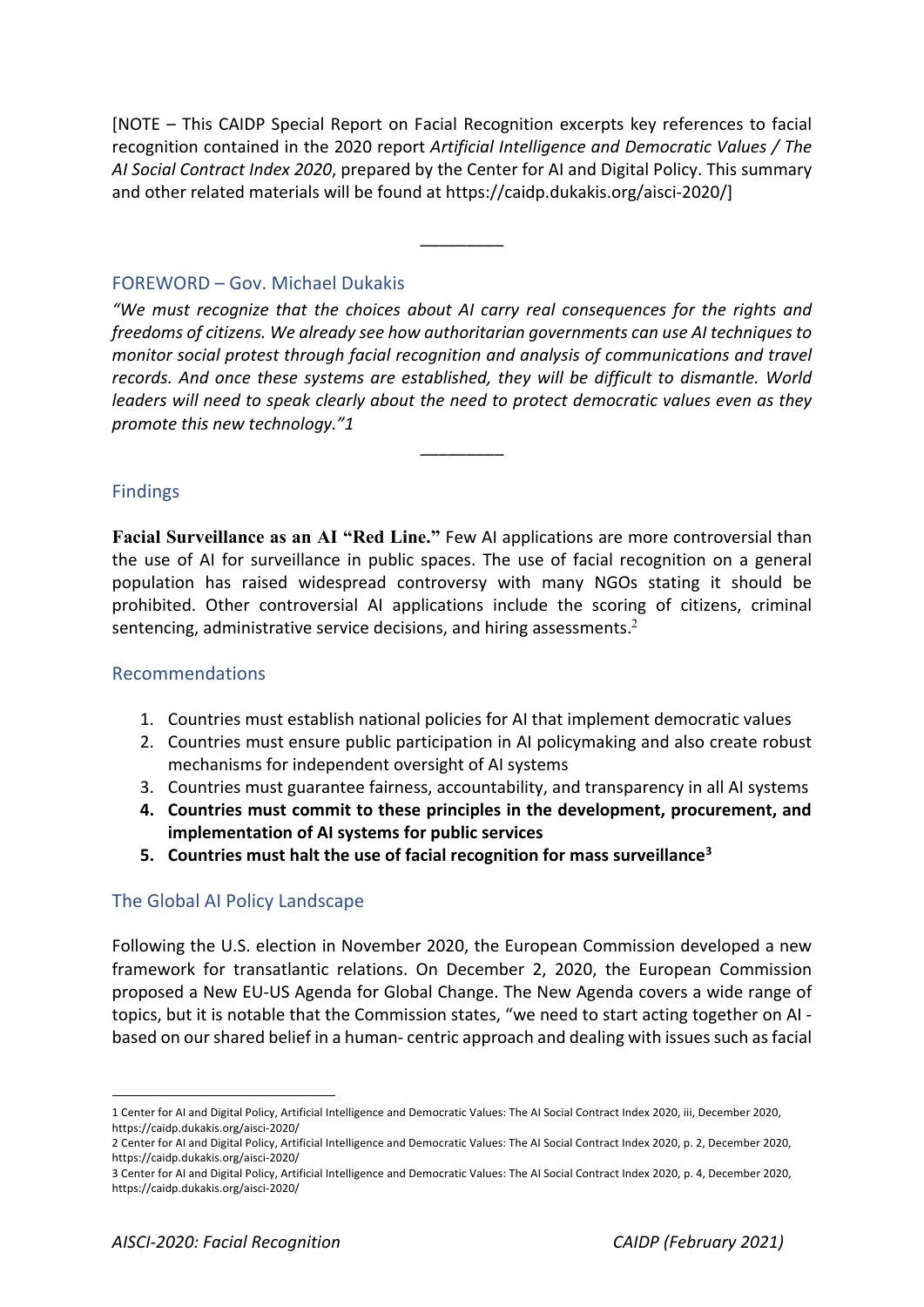[NOTE – This CAIDP Special Report on Facial Recognition excerpts key references to facial recognition contained in the 2020 report *Artificial Intelligence and Democratic Values / The AI Social Contract Index 2020*, prepared by the Center for AI and Digital Policy. This summary and other related materials will be found at https://caidp.dukakis.org/aisci-2020/]

________

## FOREWORD – Gov. Michael Dukakis

*"We must recognize that the choices about AI carry real consequences for the rights and freedoms of citizens. We already see how authoritarian governments can use AI techniques to monitor social protest through facial recognition and analysis of communications and travel records. And once these systems are established, they will be difficult to dismantle. World leaders will need to speak clearly about the need to protect democratic values even as they promote this new technology."1*

________

## Findings

**Facial Surveillance as an AI "Red Line."** Few AI applications are more controversial than the use of AI for surveillance in public spaces. The use of facial recognition on a general population has raised widespread controversy with many NGOs stating it should be prohibited. Other controversial AI applications include the scoring of citizens, criminal sentencing, administrative service decisions, and hiring assessments.[2]

## Recommendations

1. Countries must establish national policies for AI that implement democratic values
2. Countries must ensure public participation in AI policymaking and also create robust mechanisms for independent oversight of AI systems
3. Countries must guarantee fairness, accountability, and transparency in all AI systems
4. **Countries must commit to these principles in the development, procurement, and implementation of AI systems for public services**
5. **Countries must halt the use of facial recognition for mass surveillance[3]**

## The Global AI Policy Landscape

Following the U.S. election in November 2020, the European Commission developed a new framework for transatlantic relations. On December 2, 2020, the European Commission proposed a New EU-US Agenda for Global Change. The New Agenda covers a wide range of topics, but it is notable that the Commission states, "we need to start acting together on AI - based on our shared belief in a human- centric approach and dealing with issues such as facial

---

1 Center for AI and Digital Policy, Artificial Intelligence and Democratic Values: The AI Social Contract Index 2020, iii, December 2020, https://caidp.dukakis.org/aisci-2020/

2 Center for AI and Digital Policy, Artificial Intelligence and Democratic Values: The AI Social Contract Index 2020, p. 2, December 2020, https://caidp.dukakis.org/aisci-2020/

3 Center for AI and Digital Policy, Artificial Intelligence and Democratic Values: The AI Social Contract Index 2020, p. 4, December 2020, https://caidp.dukakis.org/aisci-2020/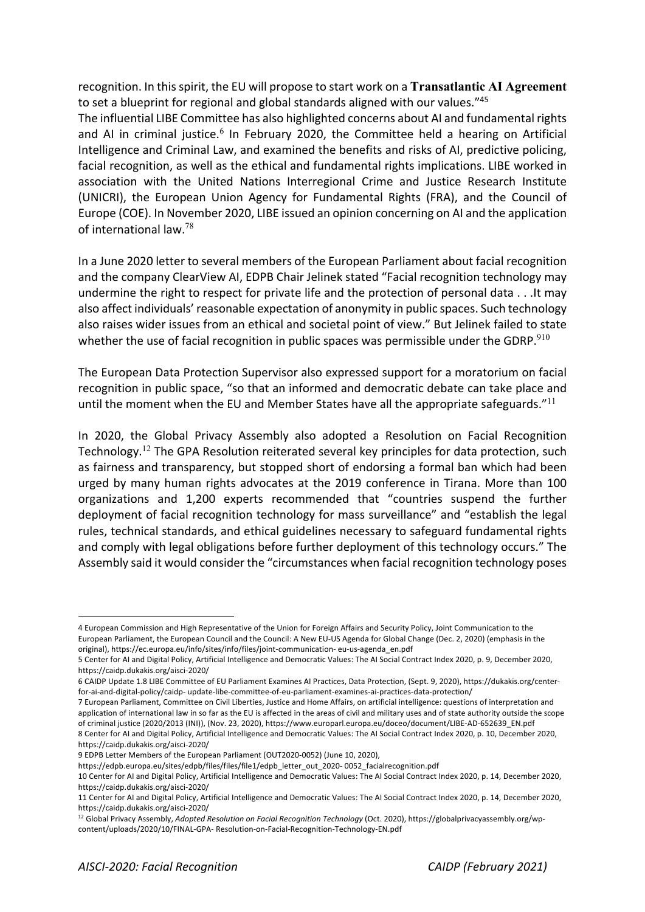recognition. In this spirit, the EU will propose to start work on a **Transatlantic AI Agreement** to set a blueprint for regional and global standards aligned with our values."[45]

The influential LIBE Committee has also highlighted concerns about AI and fundamental rights and AI in criminal justice.[6] In February 2020, the Committee held a hearing on Artificial Intelligence and Criminal Law, and examined the benefits and risks of AI, predictive policing, facial recognition, as well as the ethical and fundamental rights implications. LIBE worked in association with the United Nations Interregional Crime and Justice Research Institute (UNICRI), the European Union Agency for Fundamental Rights (FRA), and the Council of Europe (COE). In November 2020, LIBE issued an opinion concerning on AI and the application of international law.[78]

In a June 2020 letter to several members of the European Parliament about facial recognition and the company ClearView AI, EDPB Chair Jelinek stated "Facial recognition technology may undermine the right to respect for private life and the protection of personal data . . .It may also affect individuals' reasonable expectation of anonymity in public spaces. Such technology also raises wider issues from an ethical and societal point of view." But Jelinek failed to state whether the use of facial recognition in public spaces was permissible under the GDRP.[910]

The European Data Protection Supervisor also expressed support for a moratorium on facial recognition in public space, "so that an informed and democratic debate can take place and until the moment when the EU and Member States have all the appropriate safeguards."[11]

In 2020, the Global Privacy Assembly also adopted a Resolution on Facial Recognition Technology.[12] The GPA Resolution reiterated several key principles for data protection, such as fairness and transparency, but stopped short of endorsing a formal ban which had been urged by many human rights advocates at the 2019 conference in Tirana. More than 100 organizations and 1,200 experts recommended that "countries suspend the further deployment of facial recognition technology for mass surveillance" and "establish the legal rules, technical standards, and ethical guidelines necessary to safeguard fundamental rights and comply with legal obligations before further deployment of this technology occurs." The Assembly said it would consider the "circumstances when facial recognition technology poses

---

4 European Commission and High Representative of the Union for Foreign Affairs and Security Policy, Joint Communication to the European Parliament, the European Council and the Council: A New EU-US Agenda for Global Change (Dec. 2, 2020) (emphasis in the original), https://ec.europa.eu/info/sites/info/files/joint-communication- eu-us-agenda_en.pdf

5 Center for AI and Digital Policy, Artificial Intelligence and Democratic Values: The AI Social Contract Index 2020, p. 9, December 2020, https://caidp.dukakis.org/aisci-2020/

6 CAIDP Update 1.8 LIBE Committee of EU Parliament Examines AI Practices, Data Protection, (Sept. 9, 2020), https://dukakis.org/center-for-ai-and-digital-policy/caidp- update-libe-committee-of-eu-parliament-examines-ai-practices-data-protection/

7 European Parliament, Committee on Civil Liberties, Justice and Home Affairs, on artificial intelligence: questions of interpretation and application of international law in so far as the EU is affected in the areas of civil and military uses and of state authority outside the scope of criminal justice (2020/2013 (INI)), (Nov. 23, 2020), https://www.europarl.europa.eu/doceo/document/LIBE-AD-652639_EN.pdf

8 Center for AI and Digital Policy, Artificial Intelligence and Democratic Values: The AI Social Contract Index 2020, p. 10, December 2020, https://caidp.dukakis.org/aisci-2020/

9 EDPB Letter Members of the European Parliament (OUT2020-0052) (June 10, 2020), https://edpb.europa.eu/sites/edpb/files/files/file1/edpb_letter_out_2020- 0052_facialrecognition.pdf

10 Center for AI and Digital Policy, Artificial Intelligence and Democratic Values: The AI Social Contract Index 2020, p. 14, December 2020, https://caidp.dukakis.org/aisci-2020/

11 Center for AI and Digital Policy, Artificial Intelligence and Democratic Values: The AI Social Contract Index 2020, p. 14, December 2020, https://caidp.dukakis.org/aisci-2020/

12 Global Privacy Assembly, *Adopted Resolution on Facial Recognition Technology* (Oct. 2020), https://globalprivacyassembly.org/wp-content/uploads/2020/10/FINAL-GPA- Resolution-on-Facial-Recognition-Technology-EN.pdf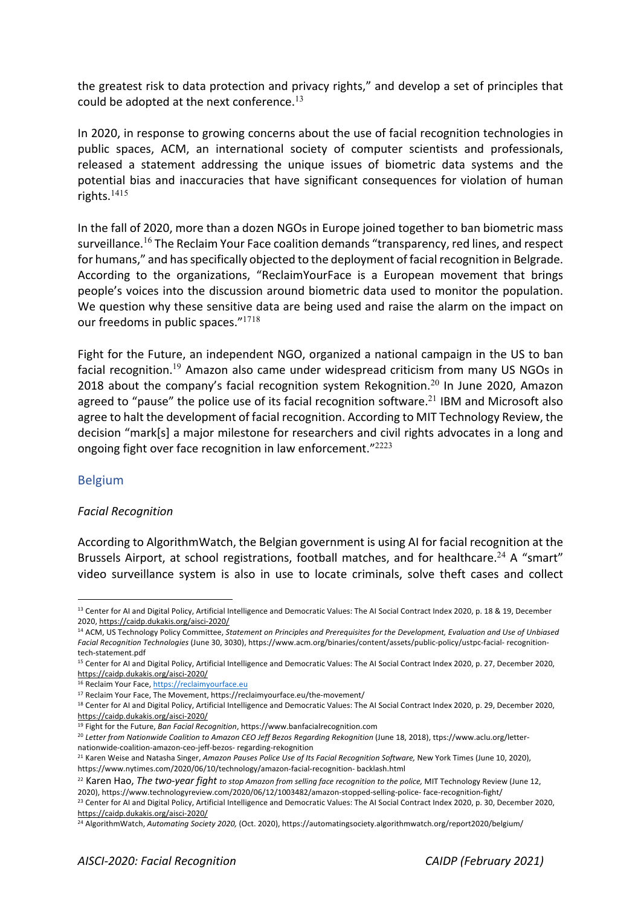the greatest risk to data protection and privacy rights," and develop a set of principles that could be adopted at the next conference.[13]

In 2020, in response to growing concerns about the use of facial recognition technologies in public spaces, ACM, an international society of computer scientists and professionals, released a statement addressing the unique issues of biometric data systems and the potential bias and inaccuracies that have significant consequences for violation of human rights.[14][15]

In the fall of 2020, more than a dozen NGOs in Europe joined together to ban biometric mass surveillance.[16] The Reclaim Your Face coalition demands "transparency, red lines, and respect for humans," and has specifically objected to the deployment of facial recognition in Belgrade. According to the organizations, "ReclaimYourFace is a European movement that brings people's voices into the discussion around biometric data used to monitor the population. We question why these sensitive data are being used and raise the alarm on the impact on our freedoms in public spaces."[17][18]

Fight for the Future, an independent NGO, organized a national campaign in the US to ban facial recognition.[19] Amazon also came under widespread criticism from many US NGOs in 2018 about the company's facial recognition system Rekognition.[20] In June 2020, Amazon agreed to "pause" the police use of its facial recognition software.[21] IBM and Microsoft also agree to halt the development of facial recognition. According to MIT Technology Review, the decision "mark[s] a major milestone for researchers and civil rights advocates in a long and ongoing fight over face recognition in law enforcement."[22][23]

## Belgium

### *Facial Recognition*

According to AlgorithmWatch, the Belgian government is using AI for facial recognition at the Brussels Airport, at school registrations, football matches, and for healthcare.[24] A "smart" video surveillance system is also in use to locate criminals, solve theft cases and collect

---

[13] Center for AI and Digital Policy, Artificial Intelligence and Democratic Values: The AI Social Contract Index 2020, p. 18 & 19, December 2020, https://caidp.dukakis.org/aisci-2020/

[14] ACM, US Technology Policy Committee, *Statement on Principles and Prerequisites for the Development, Evaluation and Use of Unbiased Facial Recognition Technologies* (June 30, 3030), https://www.acm.org/binaries/content/assets/public-policy/ustpc-facial- recognition-tech-statement.pdf

[15] Center for AI and Digital Policy, Artificial Intelligence and Democratic Values: The AI Social Contract Index 2020, p. 27, December 2020, https://caidp.dukakis.org/aisci-2020/

[16] Reclaim Your Face, https://reclaimyourface.eu

[17] Reclaim Your Face, The Movement, https://reclaimyourface.eu/the-movement/

[18] Center for AI and Digital Policy, Artificial Intelligence and Democratic Values: The AI Social Contract Index 2020, p. 29, December 2020, https://caidp.dukakis.org/aisci-2020/

[19] Fight for the Future, *Ban Facial Recognition*, https://www.banfacialrecognition.com

[20] *Letter from Nationwide Coalition to Amazon CEO Jeff Bezos Regarding Rekognition* (June 18, 2018), ttps://www.aclu.org/letter-nationwide-coalition-amazon-ceo-jeff-bezos- regarding-rekognition

[21] Karen Weise and Natasha Singer, *Amazon Pauses Police Use of Its Facial Recognition Software,* New York Times (June 10, 2020), https://www.nytimes.com/2020/06/10/technology/amazon-facial-recognition- backlash.html

[22] Karen Hao, *The two-year fight to stop Amazon from selling face recognition to the police,* MIT Technology Review (June 12, 2020), https://www.technologyreview.com/2020/06/12/1003482/amazon-stopped-selling-police- face-recognition-fight/

[23] Center for AI and Digital Policy, Artificial Intelligence and Democratic Values: The AI Social Contract Index 2020, p. 30, December 2020, https://caidp.dukakis.org/aisci-2020/

[24] AlgorithmWatch, *Automating Society 2020,* (Oct. 2020), https://automatingsociety.algorithmwatch.org/report2020/belgium/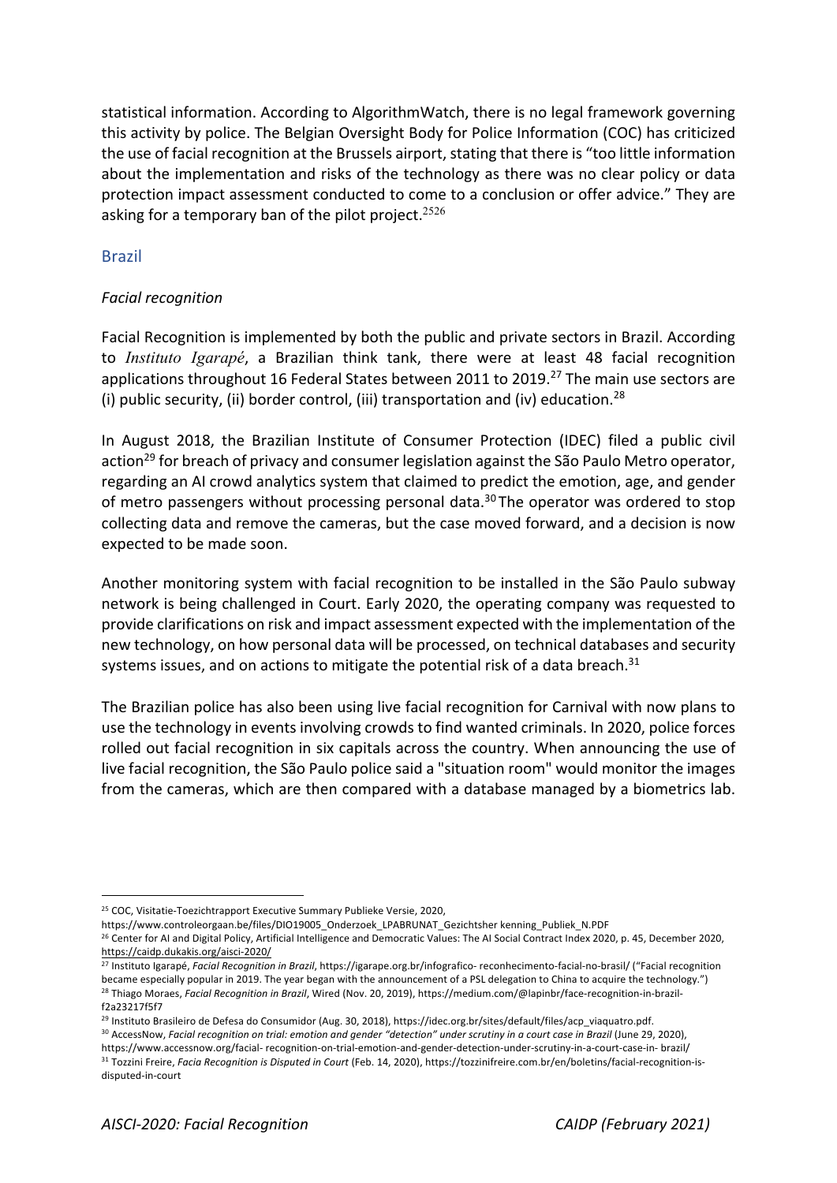statistical information. According to AlgorithmWatch, there is no legal framework governing this activity by police. The Belgian Oversight Body for Police Information (COC) has criticized the use of facial recognition at the Brussels airport, stating that there is "too little information about the implementation and risks of the technology as there was no clear policy or data protection impact assessment conducted to come to a conclusion or offer advice." They are asking for a temporary ban of the pilot project.[25][26]

## Brazil

### *Facial recognition*

Facial Recognition is implemented by both the public and private sectors in Brazil. According to *Instituto Igarapé*, a Brazilian think tank, there were at least 48 facial recognition applications throughout 16 Federal States between 2011 to 2019.[27] The main use sectors are (i) public security, (ii) border control, (iii) transportation and (iv) education.[28]

In August 2018, the Brazilian Institute of Consumer Protection (IDEC) filed a public civil action[29] for breach of privacy and consumer legislation against the São Paulo Metro operator, regarding an AI crowd analytics system that claimed to predict the emotion, age, and gender of metro passengers without processing personal data.[30] The operator was ordered to stop collecting data and remove the cameras, but the case moved forward, and a decision is now expected to be made soon.

Another monitoring system with facial recognition to be installed in the São Paulo subway network is being challenged in Court. Early 2020, the operating company was requested to provide clarifications on risk and impact assessment expected with the implementation of the new technology, on how personal data will be processed, on technical databases and security systems issues, and on actions to mitigate the potential risk of a data breach.[31]

The Brazilian police has also been using live facial recognition for Carnival with now plans to use the technology in events involving crowds to find wanted criminals. In 2020, police forces rolled out facial recognition in six capitals across the country. When announcing the use of live facial recognition, the São Paulo police said a "situation room" would monitor the images from the cameras, which are then compared with a database managed by a biometrics lab.

---

[25] COC, Visitatie-Toezichtrapport Executive Summary Publieke Versie, 2020, https://www.controleorgaan.be/files/DIO19005_Onderzoek_LPABRUNAT_Gezichtsher kenning_Publiek_N.PDF

[26] Center for AI and Digital Policy, Artificial Intelligence and Democratic Values: The AI Social Contract Index 2020, p. 45, December 2020, https://caidp.dukakis.org/aisci-2020/

[27] Instituto Igarapé, *Facial Recognition in Brazil*, https://igarape.org.br/infografico- reconhecimento-facial-no-brasil/ ("Facial recognition became especially popular in 2019. The year began with the announcement of a PSL delegation to China to acquire the technology.")

[28] Thiago Moraes, *Facial Recognition in Brazil*, Wired (Nov. 20, 2019), https://medium.com/@lapinbr/face-recognition-in-brazil-f2a23217f5f7

[29] Instituto Brasileiro de Defesa do Consumidor (Aug. 30, 2018), https://idec.org.br/sites/default/files/acp_viaquatro.pdf.

[30] AccessNow, *Facial recognition on trial: emotion and gender "detection" under scrutiny in a court case in Brazil* (June 29, 2020), https://www.accessnow.org/facial- recognition-on-trial-emotion-and-gender-detection-under-scrutiny-in-a-court-case-in- brazil/

[31] Tozzini Freire, *Facia Recognition is Disputed in Court* (Feb. 14, 2020), https://tozzinifreire.com.br/en/boletins/facial-recognition-is-disputed-in-court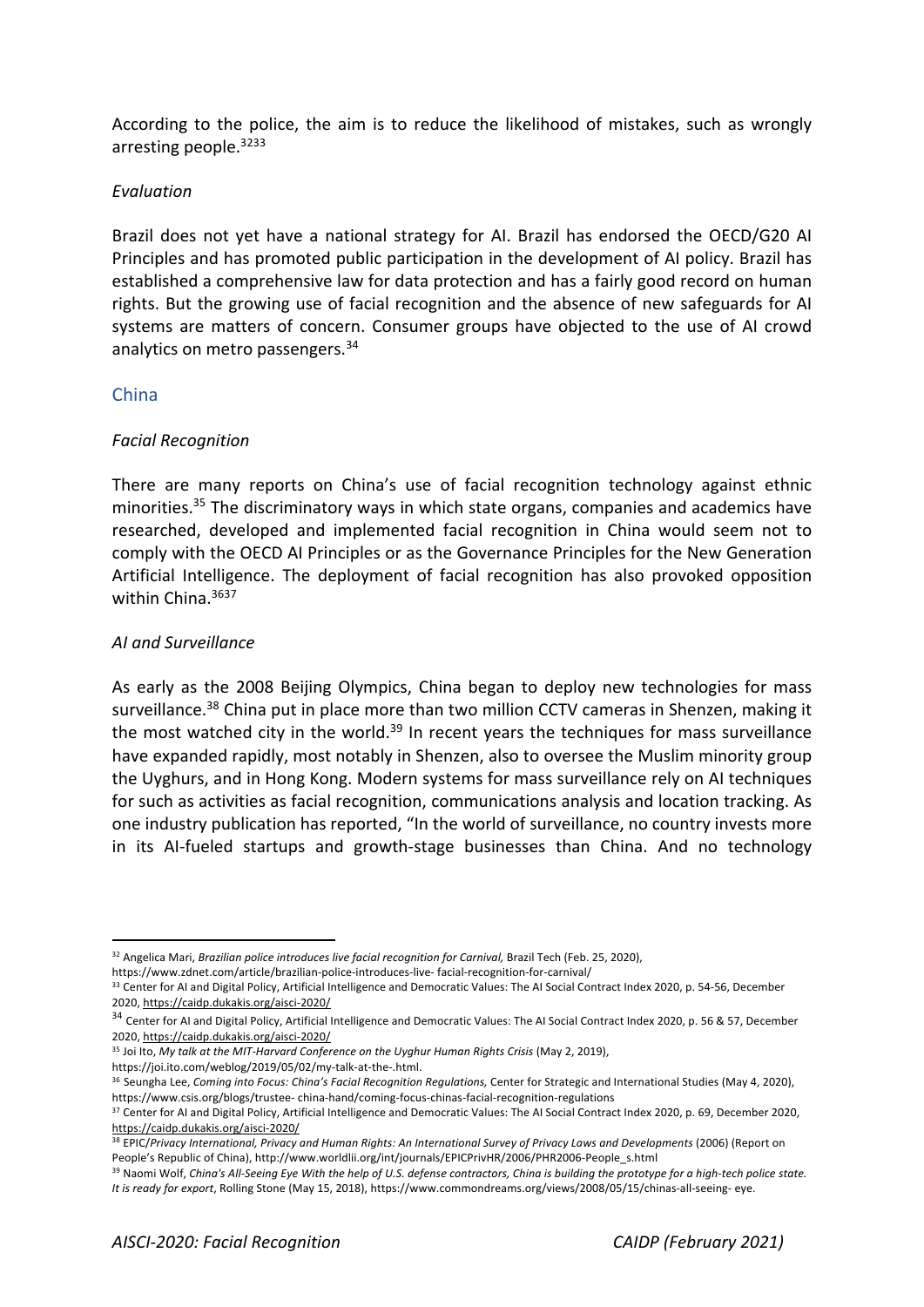According to the police, the aim is to reduce the likelihood of mistakes, such as wrongly arresting people.[32][33]

*Evaluation*

Brazil does not yet have a national strategy for AI. Brazil has endorsed the OECD/G20 AI Principles and has promoted public participation in the development of AI policy. Brazil has established a comprehensive law for data protection and has a fairly good record on human rights. But the growing use of facial recognition and the absence of new safeguards for AI systems are matters of concern. Consumer groups have objected to the use of AI crowd analytics on metro passengers.[34]

## China

*Facial Recognition*

There are many reports on China's use of facial recognition technology against ethnic minorities.[35] The discriminatory ways in which state organs, companies and academics have researched, developed and implemented facial recognition in China would seem not to comply with the OECD AI Principles or as the Governance Principles for the New Generation Artificial Intelligence. The deployment of facial recognition has also provoked opposition within China.[36][37]

*AI and Surveillance*

As early as the 2008 Beijing Olympics, China began to deploy new technologies for mass surveillance.[38] China put in place more than two million CCTV cameras in Shenzen, making it the most watched city in the world.[39] In recent years the techniques for mass surveillance have expanded rapidly, most notably in Shenzen, also to oversee the Muslim minority group the Uyghurs, and in Hong Kong. Modern systems for mass surveillance rely on AI techniques for such as activities as facial recognition, communications analysis and location tracking. As one industry publication has reported, "In the world of surveillance, no country invests more in its AI-fueled startups and growth-stage businesses than China. And no technology

---

[32] Angelica Mari, *Brazilian police introduces live facial recognition for Carnival,* Brazil Tech (Feb. 25, 2020), https://www.zdnet.com/article/brazilian-police-introduces-live- facial-recognition-for-carnival/

[33] Center for AI and Digital Policy, Artificial Intelligence and Democratic Values: The AI Social Contract Index 2020, p. 54-56, December 2020, https://caidp.dukakis.org/aisci-2020/

[34] Center for AI and Digital Policy, Artificial Intelligence and Democratic Values: The AI Social Contract Index 2020, p. 56 & 57, December 2020, https://caidp.dukakis.org/aisci-2020/

[35] Joi Ito, *My talk at the MIT-Harvard Conference on the Uyghur Human Rights Crisis* (May 2, 2019), https://joi.ito.com/weblog/2019/05/02/my-talk-at-the-.html.

[36] Seungha Lee, *Coming into Focus: China's Facial Recognition Regulations,* Center for Strategic and International Studies (May 4, 2020), https://www.csis.org/blogs/trustee- china-hand/coming-focus-chinas-facial-recognition-regulations

[37] Center for AI and Digital Policy, Artificial Intelligence and Democratic Values: The AI Social Contract Index 2020, p. 69, December 2020, https://caidp.dukakis.org/aisci-2020/

[38] EPIC/*Privacy International, Privacy and Human Rights: An International Survey of Privacy Laws and Developments* (2006) (Report on People's Republic of China), http://www.worldlii.org/int/journals/EPICPrivHR/2006/PHR2006-People_s.html

[39] Naomi Wolf, *China's All-Seeing Eye With the help of U.S. defense contractors, China is building the prototype for a high-tech police state. It is ready for export*, Rolling Stone (May 15, 2018), https://www.commondreams.org/views/2008/05/15/chinas-all-seeing- eye.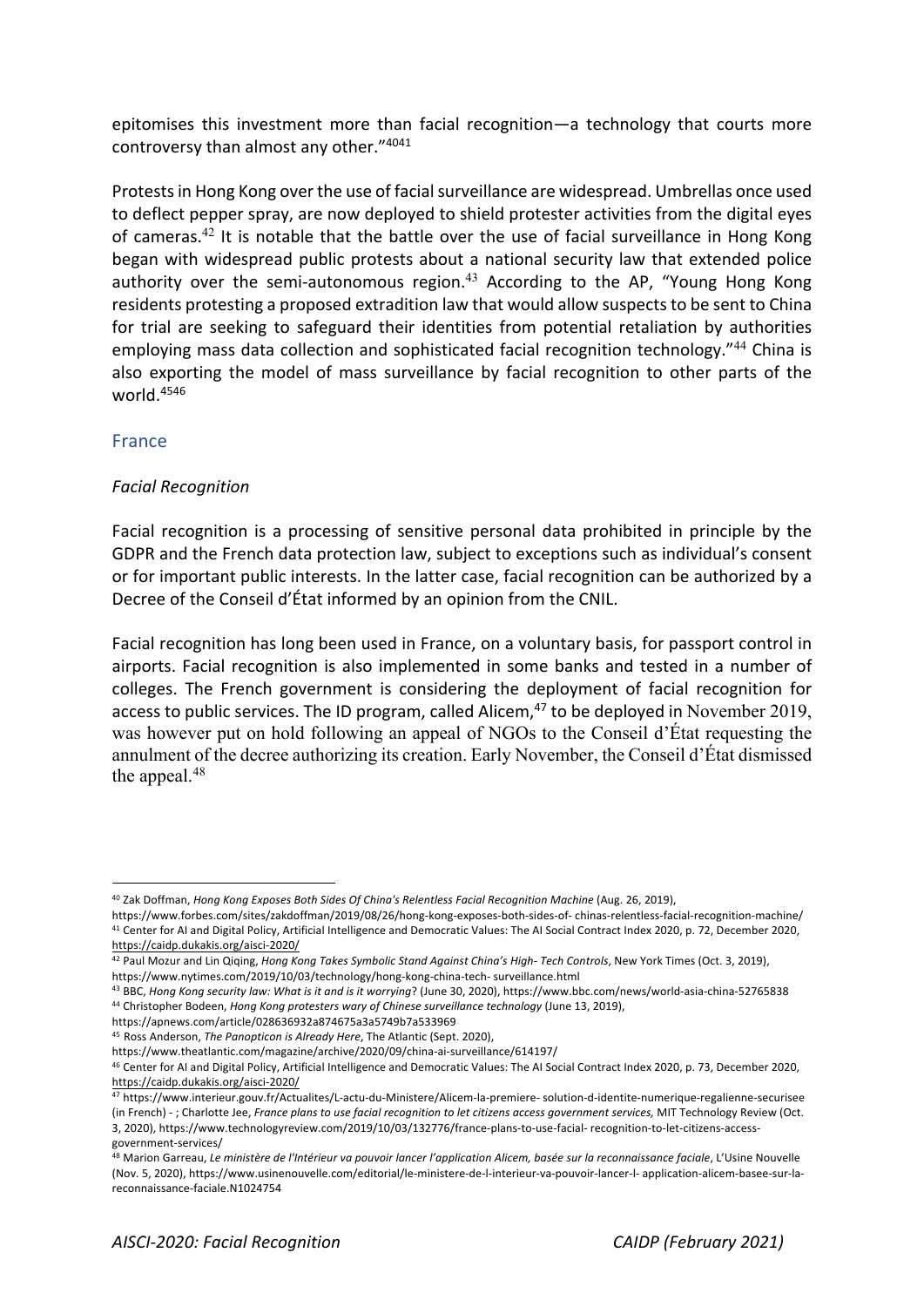epitomises this investment more than facial recognition—a technology that courts more controversy than almost any other."[40][41]

Protests in Hong Kong over the use of facial surveillance are widespread. Umbrellas once used to deflect pepper spray, are now deployed to shield protester activities from the digital eyes of cameras.[42] It is notable that the battle over the use of facial surveillance in Hong Kong began with widespread public protests about a national security law that extended police authority over the semi-autonomous region.[43] According to the AP, "Young Hong Kong residents protesting a proposed extradition law that would allow suspects to be sent to China for trial are seeking to safeguard their identities from potential retaliation by authorities employing mass data collection and sophisticated facial recognition technology."[44] China is also exporting the model of mass surveillance by facial recognition to other parts of the world.[45][46]

## France

### *Facial Recognition*

Facial recognition is a processing of sensitive personal data prohibited in principle by the GDPR and the French data protection law, subject to exceptions such as individual's consent or for important public interests. In the latter case, facial recognition can be authorized by a Decree of the Conseil d'État informed by an opinion from the CNIL.

Facial recognition has long been used in France, on a voluntary basis, for passport control in airports. Facial recognition is also implemented in some banks and tested in a number of colleges. The French government is considering the deployment of facial recognition for access to public services. The ID program, called Alicem,[47] to be deployed in November 2019, was however put on hold following an appeal of NGOs to the Conseil d'État requesting the annulment of the decree authorizing its creation. Early November, the Conseil d'État dismissed the appeal.[48]

---

[40] Zak Doffman, *Hong Kong Exposes Both Sides Of China's Relentless Facial Recognition Machine* (Aug. 26, 2019), https://www.forbes.com/sites/zakdoffman/2019/08/26/hong-kong-exposes-both-sides-of- chinas-relentless-facial-recognition-machine/

[41] Center for AI and Digital Policy, Artificial Intelligence and Democratic Values: The AI Social Contract Index 2020, p. 72, December 2020, https://caidp.dukakis.org/aisci-2020/

[42] Paul Mozur and Lin Qiqing, *Hong Kong Takes Symbolic Stand Against China's High- Tech Controls*, New York Times (Oct. 3, 2019), https://www.nytimes.com/2019/10/03/technology/hong-kong-china-tech- surveillance.html

[43] BBC, *Hong Kong security law: What is it and is it worrying*? (June 30, 2020), https://www.bbc.com/news/world-asia-china-52765838

[44] Christopher Bodeen, *Hong Kong protesters wary of Chinese surveillance technology* (June 13, 2019), https://apnews.com/article/028636932a874675a3a5749b7a533969

[45] Ross Anderson, *The Panopticon is Already Here*, The Atlantic (Sept. 2020), https://www.theatlantic.com/magazine/archive/2020/09/china-ai-surveillance/614197/

[46] Center for AI and Digital Policy, Artificial Intelligence and Democratic Values: The AI Social Contract Index 2020, p. 73, December 2020, https://caidp.dukakis.org/aisci-2020/

[47] https://www.interieur.gouv.fr/Actualites/L-actu-du-Ministere/Alicem-la-premiere- solution-d-identite-numerique-regalienne-securisee (in French) - ; Charlotte Jee, *France plans to use facial recognition to let citizens access government services,* MIT Technology Review (Oct. 3, 2020), https://www.technologyreview.com/2019/10/03/132776/france-plans-to-use-facial- recognition-to-let-citizens-access-government-services/

[48] Marion Garreau, *Le ministère de l'Intérieur va pouvoir lancer l'application Alicem, basée sur la reconnaissance faciale*, L'Usine Nouvelle (Nov. 5, 2020), https://www.usinenouvelle.com/editorial/le-ministere-de-l-interieur-va-pouvoir-lancer-l- application-alicem-basee-sur-la-reconnaissance-faciale.N1024754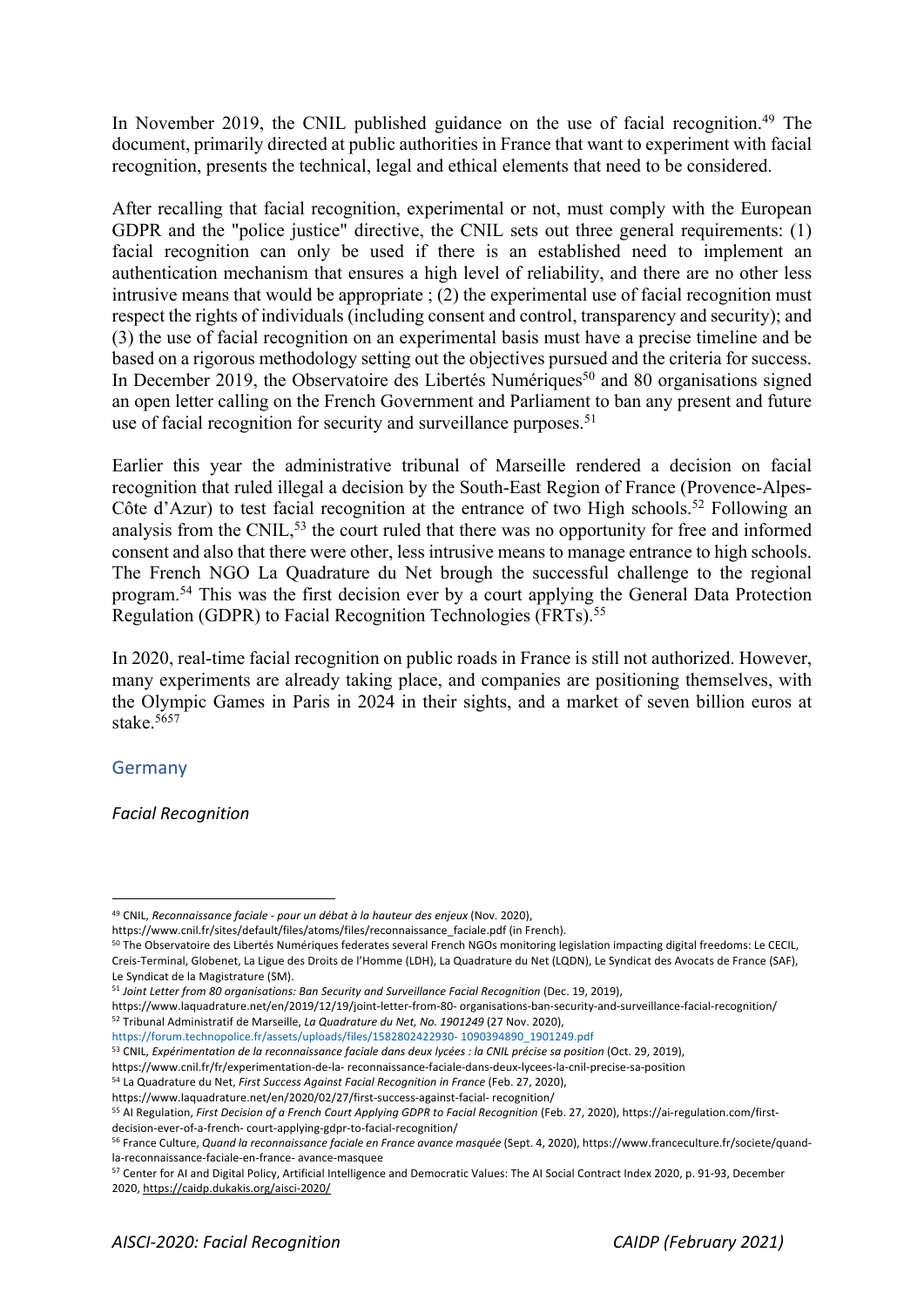In November 2019, the CNIL published guidance on the use of facial recognition.[49] The document, primarily directed at public authorities in France that want to experiment with facial recognition, presents the technical, legal and ethical elements that need to be considered.

After recalling that facial recognition, experimental or not, must comply with the European GDPR and the "police justice" directive, the CNIL sets out three general requirements: (1) facial recognition can only be used if there is an established need to implement an authentication mechanism that ensures a high level of reliability, and there are no other less intrusive means that would be appropriate ; (2) the experimental use of facial recognition must respect the rights of individuals (including consent and control, transparency and security); and (3) the use of facial recognition on an experimental basis must have a precise timeline and be based on a rigorous methodology setting out the objectives pursued and the criteria for success. In December 2019, the Observatoire des Libertés Numériques[50] and 80 organisations signed an open letter calling on the French Government and Parliament to ban any present and future use of facial recognition for security and surveillance purposes.[51]

Earlier this year the administrative tribunal of Marseille rendered a decision on facial recognition that ruled illegal a decision by the South-East Region of France (Provence-Alpes-Côte d'Azur) to test facial recognition at the entrance of two High schools.[52] Following an analysis from the CNIL,[53] the court ruled that there was no opportunity for free and informed consent and also that there were other, less intrusive means to manage entrance to high schools. The French NGO La Quadrature du Net brough the successful challenge to the regional program.[54] This was the first decision ever by a court applying the General Data Protection Regulation (GDPR) to Facial Recognition Technologies (FRTs).[55]

In 2020, real-time facial recognition on public roads in France is still not authorized. However, many experiments are already taking place, and companies are positioning themselves, with the Olympic Games in Paris in 2024 in their sights, and a market of seven billion euros at stake.[56][57]

## Germany

### *Facial Recognition*

---

[49] CNIL, *Reconnaissance faciale - pour un débat à la hauteur des enjeux* (Nov. 2020), https://www.cnil.fr/sites/default/files/atoms/files/reconnaissance_faciale.pdf (in French).

[50] The Observatoire des Libertés Numériques federates several French NGOs monitoring legislation impacting digital freedoms: Le CECIL, Creis-Terminal, Globenet, La Ligue des Droits de l'Homme (LDH), La Quadrature du Net (LQDN), Le Syndicat des Avocats de France (SAF), Le Syndicat de la Magistrature (SM).

[51] *Joint Letter from 80 organisations: Ban Security and Surveillance Facial Recognition* (Dec. 19, 2019), https://www.laquadrature.net/en/2019/12/19/joint-letter-from-80- organisations-ban-security-and-surveillance-facial-recognition/

[52] Tribunal Administratif de Marseille, *La Quadrature du Net, No. 1901249* (27 Nov. 2020), https://forum.technopolice.fr/assets/uploads/files/1582802422930- 1090394890_1901249.pdf

[53] CNIL, *Expérimentation de la reconnaissance faciale dans deux lycées : la CNIL précise sa position* (Oct. 29, 2019), https://www.cnil.fr/fr/experimentation-de-la- reconnaissance-faciale-dans-deux-lycees-la-cnil-precise-sa-position

[54] La Quadrature du Net, *First Success Against Facial Recognition in France* (Feb. 27, 2020), https://www.laquadrature.net/en/2020/02/27/first-success-against-facial- recognition/

[55] AI Regulation, *First Decision of a French Court Applying GDPR to Facial Recognition* (Feb. 27, 2020), https://ai-regulation.com/first-decision-ever-of-a-french- court-applying-gdpr-to-facial-recognition/

[56] France Culture, *Quand la reconnaissance faciale en France avance masquée* (Sept. 4, 2020), https://www.franceculture.fr/societe/quand-la-reconnaissance-faciale-en-france- avance-masquee

[57] Center for AI and Digital Policy, Artificial Intelligence and Democratic Values: The AI Social Contract Index 2020, p. 91-93, December 2020, https://caidp.dukakis.org/aisci-2020/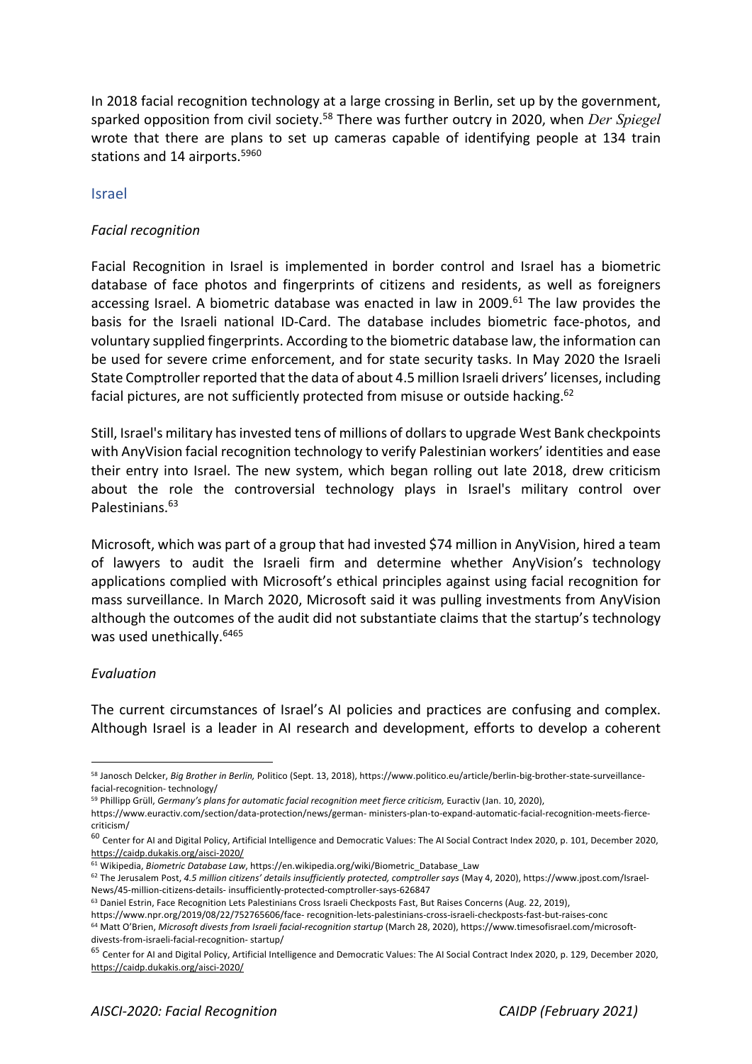In 2018 facial recognition technology at a large crossing in Berlin, set up by the government, sparked opposition from civil society.[58] There was further outcry in 2020, when *Der Spiegel* wrote that there are plans to set up cameras capable of identifying people at 134 train stations and 14 airports.[59][60]

## Israel

### *Facial recognition*

Facial Recognition in Israel is implemented in border control and Israel has a biometric database of face photos and fingerprints of citizens and residents, as well as foreigners accessing Israel. A biometric database was enacted in law in 2009.[61] The law provides the basis for the Israeli national ID-Card. The database includes biometric face-photos, and voluntary supplied fingerprints. According to the biometric database law, the information can be used for severe crime enforcement, and for state security tasks. In May 2020 the Israeli State Comptroller reported that the data of about 4.5 million Israeli drivers' licenses, including facial pictures, are not sufficiently protected from misuse or outside hacking.[62]

Still, Israel's military has invested tens of millions of dollars to upgrade West Bank checkpoints with AnyVision facial recognition technology to verify Palestinian workers' identities and ease their entry into Israel. The new system, which began rolling out late 2018, drew criticism about the role the controversial technology plays in Israel's military control over Palestinians.[63]

Microsoft, which was part of a group that had invested $74 million in AnyVision, hired a team of lawyers to audit the Israeli firm and determine whether AnyVision's technology applications complied with Microsoft's ethical principles against using facial recognition for mass surveillance. In March 2020, Microsoft said it was pulling investments from AnyVision although the outcomes of the audit did not substantiate claims that the startup's technology was used unethically.[64][65]

### *Evaluation*

The current circumstances of Israel's AI policies and practices are confusing and complex. Although Israel is a leader in AI research and development, efforts to develop a coherent

---

[58] Janosch Delcker, *Big Brother in Berlin,* Politico (Sept. 13, 2018), https://www.politico.eu/article/berlin-big-brother-state-surveillance-facial-recognition- technology/

[59] Phillipp Grüll, *Germany's plans for automatic facial recognition meet fierce criticism,* Euractiv (Jan. 10, 2020), https://www.euractiv.com/section/data-protection/news/german- ministers-plan-to-expand-automatic-facial-recognition-meets-fierce-criticism/

[60] Center for AI and Digital Policy, Artificial Intelligence and Democratic Values: The AI Social Contract Index 2020, p. 101, December 2020, https://caidp.dukakis.org/aisci-2020/

[61] Wikipedia, *Biometric Database Law*, https://en.wikipedia.org/wiki/Biometric_Database_Law

[62] The Jerusalem Post, *4.5 million citizens' details insufficiently protected, comptroller says* (May 4, 2020), https://www.jpost.com/Israel-News/45-million-citizens-details- insufficiently-protected-comptroller-says-626847

[63] Daniel Estrin, Face Recognition Lets Palestinians Cross Israeli Checkposts Fast, But Raises Concerns (Aug. 22, 2019), https://www.npr.org/2019/08/22/752765606/face- recognition-lets-palestinians-cross-israeli-checkposts-fast-but-raises-conc

[64] Matt O'Brien, *Microsoft divests from Israeli facial-recognition startup* (March 28, 2020), https://www.timesofisrael.com/microsoft-divests-from-israeli-facial-recognition- startup/

[65] Center for AI and Digital Policy, Artificial Intelligence and Democratic Values: The AI Social Contract Index 2020, p. 129, December 2020, https://caidp.dukakis.org/aisci-2020/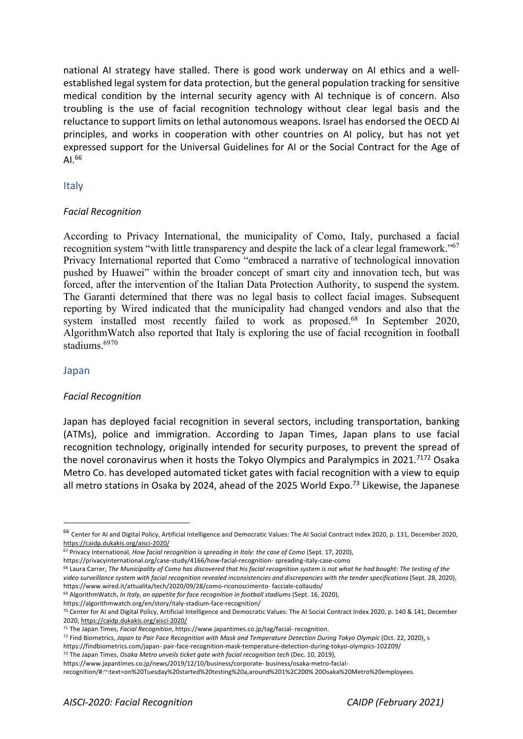national AI strategy have stalled. There is good work underway on AI ethics and a well-established legal system for data protection, but the general population tracking for sensitive medical condition by the internal security agency with AI technique is of concern. Also troubling is the use of facial recognition technology without clear legal basis and the reluctance to support limits on lethal autonomous weapons. Israel has endorsed the OECD AI principles, and works in cooperation with other countries on AI policy, but has not yet expressed support for the Universal Guidelines for AI or the Social Contract for the Age of AI.[66]

## Italy

### *Facial Recognition*

According to Privacy International, the municipality of Como, Italy, purchased a facial recognition system "with little transparency and despite the lack of a clear legal framework."[67] Privacy International reported that Como "embraced a narrative of technological innovation pushed by Huawei" within the broader concept of smart city and innovation tech, but was forced, after the intervention of the Italian Data Protection Authority, to suspend the system. The Garanti determined that there was no legal basis to collect facial images. Subsequent reporting by Wired indicated that the municipality had changed vendors and also that the system installed most recently failed to work as proposed.[68] In September 2020, AlgorithmWatch also reported that Italy is exploring the use of facial recognition in football stadiums.[69][70]

## Japan

### *Facial Recognition*

Japan has deployed facial recognition in several sectors, including transportation, banking (ATMs), police and immigration. According to Japan Times, Japan plans to use facial recognition technology, originally intended for security purposes, to prevent the spread of the novel coronavirus when it hosts the Tokyo Olympics and Paralympics in 2021.[71][72] Osaka Metro Co. has developed automated ticket gates with facial recognition with a view to equip all metro stations in Osaka by 2024, ahead of the 2025 World Expo.[73] Likewise, the Japanese

---

[66] Center for AI and Digital Policy, Artificial Intelligence and Democratic Values: The AI Social Contract Index 2020, p. 131, December 2020, https://caidp.dukakis.org/aisci-2020/

[67] Privacy International, *How facial recognition is spreading in Italy: the case of Como* (Sept. 17, 2020), https://privacyinternational.org/case-study/4166/how-facial-recognition- spreading-italy-case-como

[68] Laura Carrer, *The Municipality of Como has discovered that his facial recognition system is not what he had bought: The testing of the video surveillance system with facial recognition revealed inconsistencies and discrepancies with the tender specifications* (Sept. 28, 2020), https://www.wired.it/attualita/tech/2020/09/28/como-riconoscimento- facciale-collaudo/

[69] AlgorithmWatch, *In Italy, an appetite for face recognition in football stadiums* (Sept. 16, 2020), https://algorithmwatch.org/en/story/italy-stadium-face-recognition/

[70] Center for AI and Digital Policy, Artificial Intelligence and Democratic Values: The AI Social Contract Index 2020, p. 140 & 141, December 2020, https://caidp.dukakis.org/aisci-2020/

[71] The Japan Times, *Facial Recognition*, https://www.japantimes.co.jp/tag/facial- recognition.

[72] Find Biometrics, *Japan to Pair Face Recognition with Mask and Temperature Detection During Tokyo Olympic* (Oct. 22, 2020), s https://findbiometrics.com/japan- pair-face-recognition-mask-temperature-detection-during-tokyo-olympics-102209/

[73] The Japan Times, *Osaka Metro unveils ticket gate with facial recognition tech* (Dec. 10, 2019), https://www.japantimes.co.jp/news/2019/12/10/business/corporate- business/osaka-metro-facial-recognition/#:~:text=on%20Tuesday%20started%20testing%20a,around%201%2C200% 20Osaka%20Metro%20employees.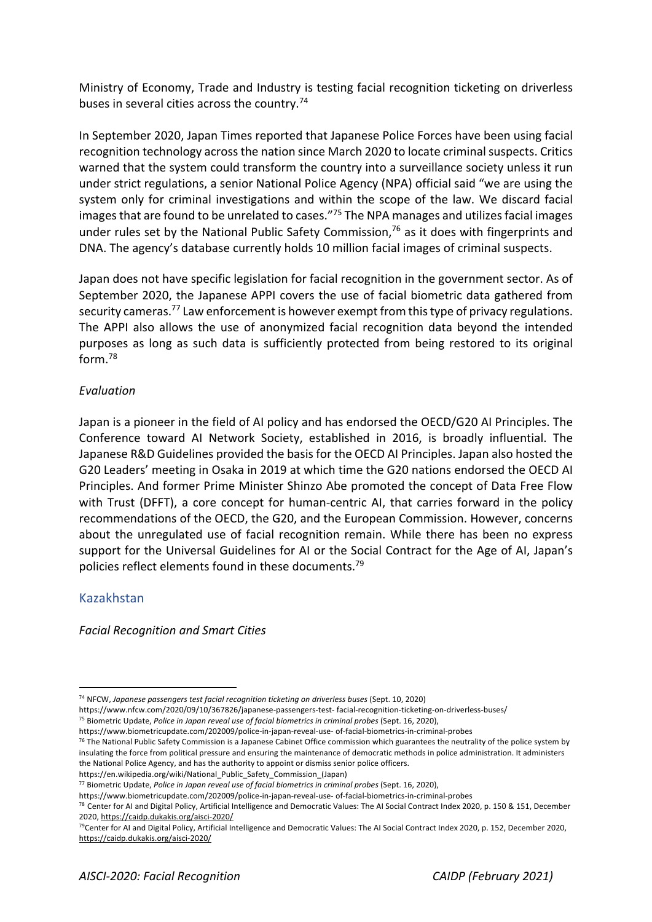Ministry of Economy, Trade and Industry is testing facial recognition ticketing on driverless buses in several cities across the country.[74]

In September 2020, Japan Times reported that Japanese Police Forces have been using facial recognition technology across the nation since March 2020 to locate criminal suspects. Critics warned that the system could transform the country into a surveillance society unless it run under strict regulations, a senior National Police Agency (NPA) official said "we are using the system only for criminal investigations and within the scope of the law. We discard facial images that are found to be unrelated to cases."[75] The NPA manages and utilizes facial images under rules set by the National Public Safety Commission,[76] as it does with fingerprints and DNA. The agency's database currently holds 10 million facial images of criminal suspects.

Japan does not have specific legislation for facial recognition in the government sector. As of September 2020, the Japanese APPI covers the use of facial biometric data gathered from security cameras.[77] Law enforcement is however exempt from this type of privacy regulations. The APPI also allows the use of anonymized facial recognition data beyond the intended purposes as long as such data is sufficiently protected from being restored to its original form.[78]

*Evaluation*

Japan is a pioneer in the field of AI policy and has endorsed the OECD/G20 AI Principles. The Conference toward AI Network Society, established in 2016, is broadly influential. The Japanese R&D Guidelines provided the basis for the OECD AI Principles. Japan also hosted the G20 Leaders' meeting in Osaka in 2019 at which time the G20 nations endorsed the OECD AI Principles. And former Prime Minister Shinzo Abe promoted the concept of Data Free Flow with Trust (DFFT), a core concept for human-centric AI, that carries forward in the policy recommendations of the OECD, the G20, and the European Commission. However, concerns about the unregulated use of facial recognition remain. While there has been no express support for the Universal Guidelines for AI or the Social Contract for the Age of AI, Japan's policies reflect elements found in these documents.[79]

## Kazakhstan

*Facial Recognition and Smart Cities*

---

[74] NFCW, *Japanese passengers test facial recognition ticketing on driverless buses* (Sept. 10, 2020) https://www.nfcw.com/2020/09/10/367826/japanese-passengers-test- facial-recognition-ticketing-on-driverless-buses/

[75] Biometric Update, *Police in Japan reveal use of facial biometrics in criminal probes* (Sept. 16, 2020), https://www.biometricupdate.com/202009/police-in-japan-reveal-use- of-facial-biometrics-in-criminal-probes

[76] The National Public Safety Commission is a Japanese Cabinet Office commission which guarantees the neutrality of the police system by insulating the force from political pressure and ensuring the maintenance of democratic methods in police administration. It administers the National Police Agency, and has the authority to appoint or dismiss senior police officers. https://en.wikipedia.org/wiki/National_Public_Safety_Commission_(Japan)

[77] Biometric Update, *Police in Japan reveal use of facial biometrics in criminal probes* (Sept. 16, 2020), https://www.biometricupdate.com/202009/police-in-japan-reveal-use- of-facial-biometrics-in-criminal-probes

[78] Center for AI and Digital Policy, Artificial Intelligence and Democratic Values: The AI Social Contract Index 2020, p. 150 & 151, December 2020, https://caidp.dukakis.org/aisci-2020/

[79] Center for AI and Digital Policy, Artificial Intelligence and Democratic Values: The AI Social Contract Index 2020, p. 152, December 2020, https://caidp.dukakis.org/aisci-2020/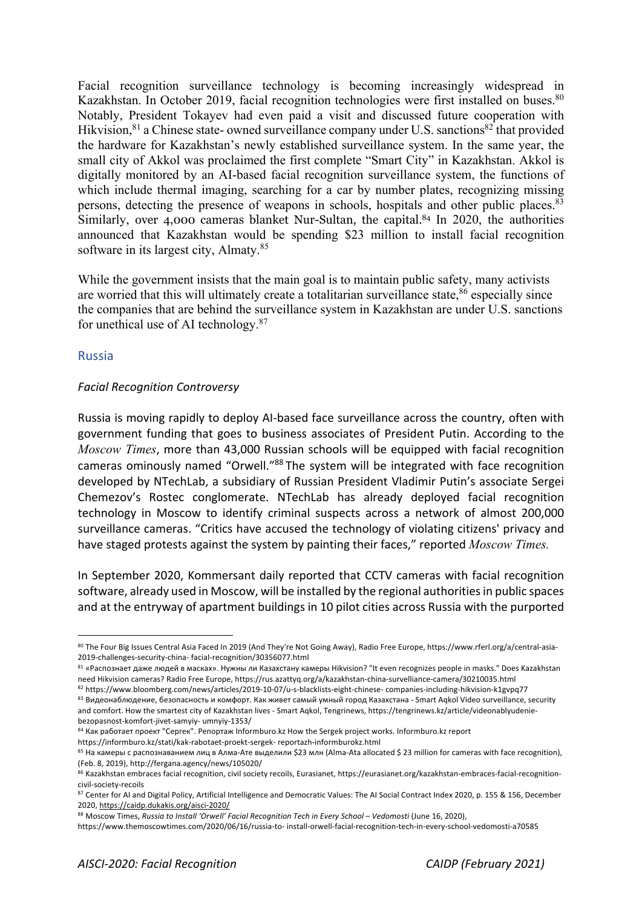Facial recognition surveillance technology is becoming increasingly widespread in Kazakhstan. In October 2019, facial recognition technologies were first installed on buses.[80] Notably, President Tokayev had even paid a visit and discussed future cooperation with Hikvision,[81] a Chinese state- owned surveillance company under U.S. sanctions[82] that provided the hardware for Kazakhstan's newly established surveillance system. In the same year, the small city of Akkol was proclaimed the first complete "Smart City" in Kazakhstan. Akkol is digitally monitored by an AI-based facial recognition surveillance system, the functions of which include thermal imaging, searching for a car by number plates, recognizing missing persons, detecting the presence of weapons in schools, hospitals and other public places.[83] Similarly, over 4,000 cameras blanket Nur-Sultan, the capital.[84] In 2020, the authorities announced that Kazakhstan would be spending \$23 million to install facial recognition software in its largest city, Almaty.[85]

While the government insists that the main goal is to maintain public safety, many activists are worried that this will ultimately create a totalitarian surveillance state,[86] especially since the companies that are behind the surveillance system in Kazakhstan are under U.S. sanctions for unethical use of AI technology.[87]

## Russia

### *Facial Recognition Controversy*

Russia is moving rapidly to deploy AI-based face surveillance across the country, often with government funding that goes to business associates of President Putin. According to the *Moscow Times*, more than 43,000 Russian schools will be equipped with facial recognition cameras ominously named "Orwell."[88] The system will be integrated with face recognition developed by NTechLab, a subsidiary of Russian President Vladimir Putin's associate Sergei Chemezov's Rostec conglomerate. NTechLab has already deployed facial recognition technology in Moscow to identify criminal suspects across a network of almost 200,000 surveillance cameras. "Critics have accused the technology of violating citizens' privacy and have staged protests against the system by painting their faces," reported *Moscow Times.*

In September 2020, Kommersant daily reported that CCTV cameras with facial recognition software, already used in Moscow, will be installed by the regional authorities in public spaces and at the entryway of apartment buildings in 10 pilot cities across Russia with the purported

---

[80] The Four Big Issues Central Asia Faced In 2019 (And They're Not Going Away), Radio Free Europe, https://www.rferl.org/a/central-asia-2019-challenges-security-china- facial-recognition/30356077.html

[81] «Распознает даже людей в масках». Нужны ли Казахстану камеры Hikvision? "It even recognizes people in masks." Does Kazakhstan need Hikvision cameras? Radio Free Europe, https://rus.azattyq.org/a/kazakhstan-china-survelliance-camera/30210035.html

[82] https://www.bloomberg.com/news/articles/2019-10-07/u-s-blacklists-eight-chinese- companies-including-hikvision-k1gvpq77

[83] Видеонаблюдение, безопасность и комфорт. Как живет самый умный город Казахстана - Smart Aqkol Video surveillance, security and comfort. How the smartest city of Kazakhstan lives - Smart Aqkol, Tengrinews, https://tengrinews.kz/article/videonablyudenie-bezopasnost-komfort-jivet-samyiy- umnyiy-1353/

[84] Как работает проект "Сергек". Репортаж Informburo.kz How the Sergek project works. Informburo.kz report https://informburo.kz/stati/kak-rabotaet-proekt-sergek- reportazh-informburokz.html

[85] На камеры с распознаванием лиц в Алма-Ате выделили \$23 млн (Alma-Ata allocated \$ 23 million for cameras with face recognition), (Feb. 8, 2019), http://fergana.agency/news/105020/

[86] Kazakhstan embraces facial recognition, civil society recoils, Eurasianet, https://eurasianet.org/kazakhstan-embraces-facial-recognition-civil-society-recoils

[87] Center for AI and Digital Policy, Artificial Intelligence and Democratic Values: The AI Social Contract Index 2020, p. 155 & 156, December 2020, https://caidp.dukakis.org/aisci-2020/

[88] Moscow Times, *Russia to Install 'Orwell' Facial Recognition Tech in Every School – Vedomosti* (June 16, 2020), https://www.themoscowtimes.com/2020/06/16/russia-to- install-orwell-facial-recognition-tech-in-every-school-vedomosti-a70585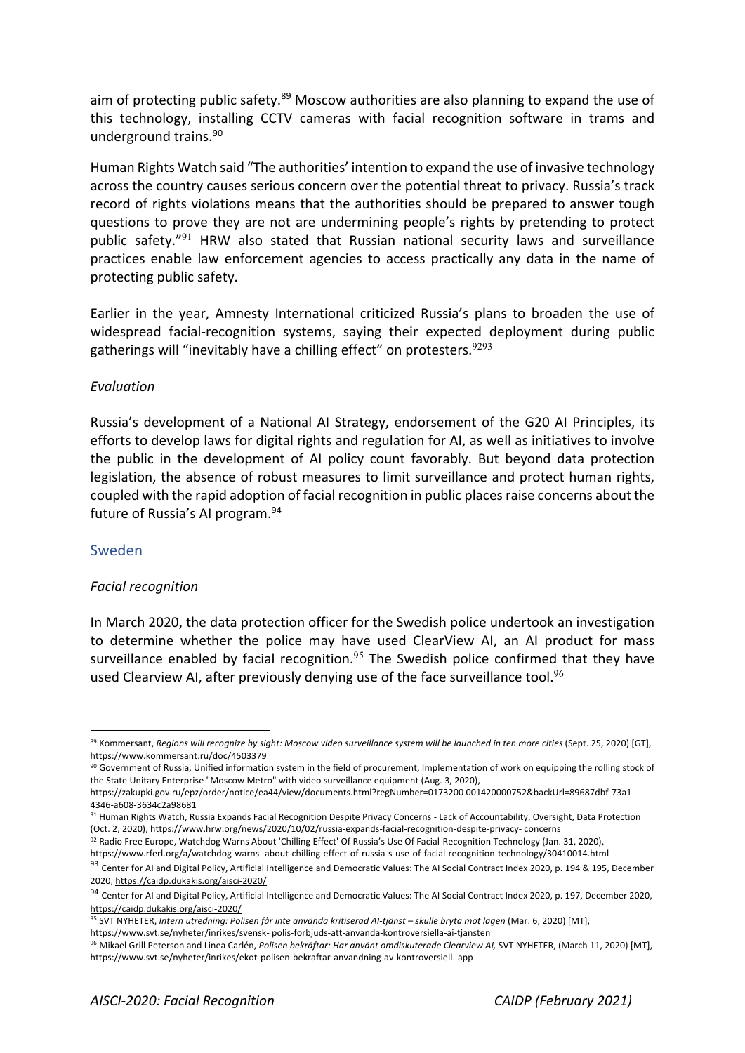aim of protecting public safety.[89] Moscow authorities are also planning to expand the use of this technology, installing CCTV cameras with facial recognition software in trams and underground trains.[90]

Human Rights Watch said "The authorities' intention to expand the use of invasive technology across the country causes serious concern over the potential threat to privacy. Russia's track record of rights violations means that the authorities should be prepared to answer tough questions to prove they are not are undermining people's rights by pretending to protect public safety."[91] HRW also stated that Russian national security laws and surveillance practices enable law enforcement agencies to access practically any data in the name of protecting public safety.

Earlier in the year, Amnesty International criticized Russia's plans to broaden the use of widespread facial-recognition systems, saying their expected deployment during public gatherings will "inevitably have a chilling effect" on protesters.[92][93]

*Evaluation*

Russia's development of a National AI Strategy, endorsement of the G20 AI Principles, its efforts to develop laws for digital rights and regulation for AI, as well as initiatives to involve the public in the development of AI policy count favorably. But beyond data protection legislation, the absence of robust measures to limit surveillance and protect human rights, coupled with the rapid adoption of facial recognition in public places raise concerns about the future of Russia's AI program.[94]

## Sweden

*Facial recognition*

In March 2020, the data protection officer for the Swedish police undertook an investigation to determine whether the police may have used ClearView AI, an AI product for mass surveillance enabled by facial recognition.[95] The Swedish police confirmed that they have used Clearview AI, after previously denying use of the face surveillance tool.[96]

---

[89] Kommersant, *Regions will recognize by sight: Moscow video surveillance system will be launched in ten more cities* (Sept. 25, 2020) [GT], https://www.kommersant.ru/doc/4503379

[90] Government of Russia, Unified information system in the field of procurement, Implementation of work on equipping the rolling stock of the State Unitary Enterprise "Moscow Metro" with video surveillance equipment (Aug. 3, 2020), https://zakupki.gov.ru/epz/order/notice/ea44/view/documents.html?regNumber=0173200 001420000752&backUrl=89687dbf-73a1-4346-a608-3634c2a98681

[91] Human Rights Watch, Russia Expands Facial Recognition Despite Privacy Concerns - Lack of Accountability, Oversight, Data Protection (Oct. 2, 2020), https://www.hrw.org/news/2020/10/02/russia-expands-facial-recognition-despite-privacy- concerns

[92] Radio Free Europe, Watchdog Warns About 'Chilling Effect' Of Russia's Use Of Facial-Recognition Technology (Jan. 31, 2020), https://www.rferl.org/a/watchdog-warns- about-chilling-effect-of-russia-s-use-of-facial-recognition-technology/30410014.html

[93] Center for AI and Digital Policy, Artificial Intelligence and Democratic Values: The AI Social Contract Index 2020, p. 194 & 195, December 2020, https://caidp.dukakis.org/aisci-2020/

[94] Center for AI and Digital Policy, Artificial Intelligence and Democratic Values: The AI Social Contract Index 2020, p. 197, December 2020, https://caidp.dukakis.org/aisci-2020/

[95] SVT NYHETER, *Intern utredning: Polisen får inte använda kritiserad AI-tjänst – skulle bryta mot lagen* (Mar. 6, 2020) [MT], https://www.svt.se/nyheter/inrikes/svensk- polis-forbjuds-att-anvanda-kontroversiella-ai-tjansten

[96] Mikael Grill Peterson and Linea Carlén, *Polisen bekräftar: Har använt omdiskuterade Clearview AI,* SVT NYHETER, (March 11, 2020) [MT], https://www.svt.se/nyheter/inrikes/ekot-polisen-bekraftar-anvandning-av-kontroversiell- app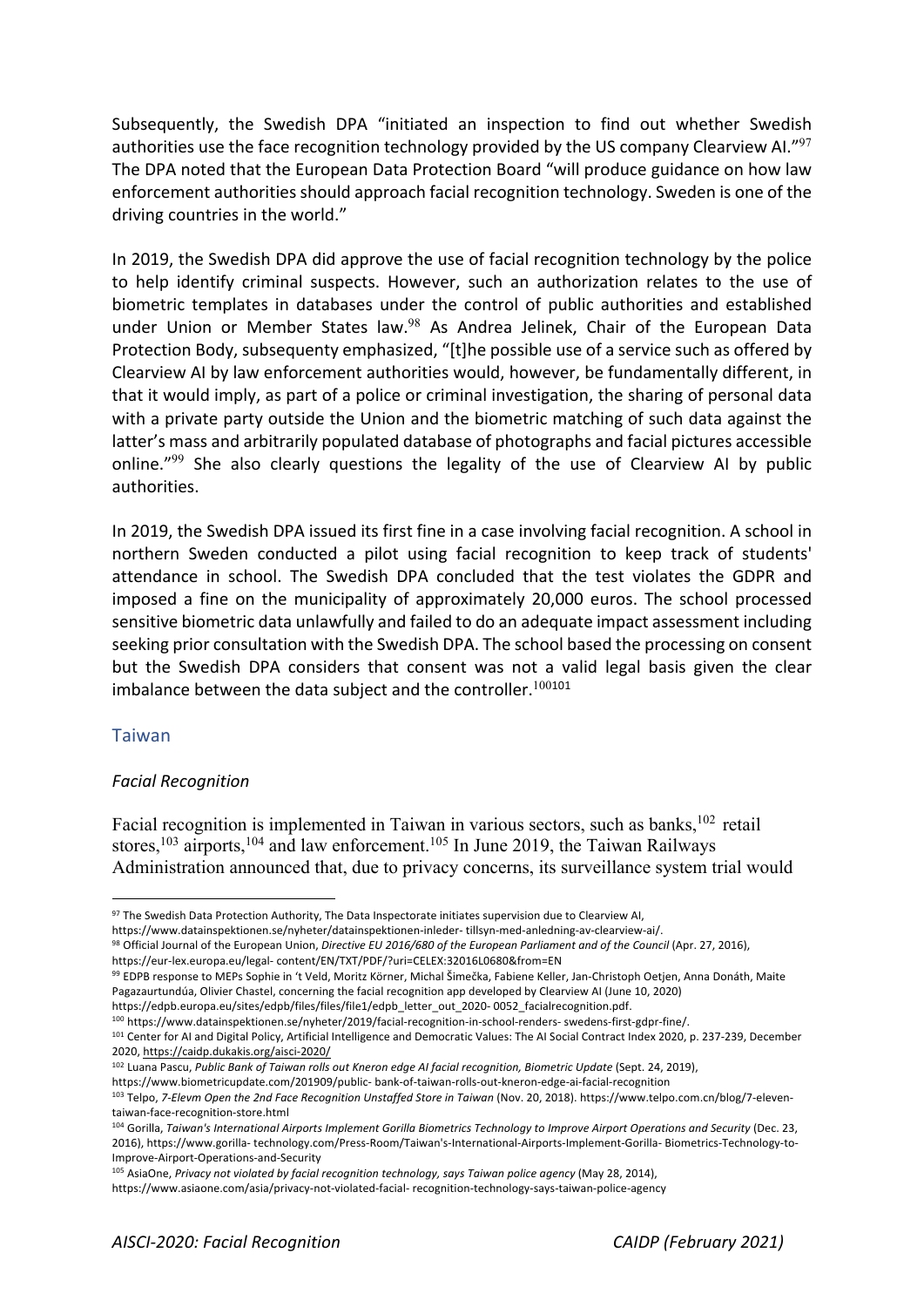Subsequently, the Swedish DPA "initiated an inspection to find out whether Swedish authorities use the face recognition technology provided by the US company Clearview AI."[97] The DPA noted that the European Data Protection Board "will produce guidance on how law enforcement authorities should approach facial recognition technology. Sweden is one of the driving countries in the world."

In 2019, the Swedish DPA did approve the use of facial recognition technology by the police to help identify criminal suspects. However, such an authorization relates to the use of biometric templates in databases under the control of public authorities and established under Union or Member States law.[98] As Andrea Jelinek, Chair of the European Data Protection Body, subsequenty emphasized, "[t]he possible use of a service such as offered by Clearview AI by law enforcement authorities would, however, be fundamentally different, in that it would imply, as part of a police or criminal investigation, the sharing of personal data with a private party outside the Union and the biometric matching of such data against the latter's mass and arbitrarily populated database of photographs and facial pictures accessible online."[99] She also clearly questions the legality of the use of Clearview AI by public authorities.

In 2019, the Swedish DPA issued its first fine in a case involving facial recognition. A school in northern Sweden conducted a pilot using facial recognition to keep track of students' attendance in school. The Swedish DPA concluded that the test violates the GDPR and imposed a fine on the municipality of approximately 20,000 euros. The school processed sensitive biometric data unlawfully and failed to do an adequate impact assessment including seeking prior consultation with the Swedish DPA. The school based the processing on consent but the Swedish DPA considers that consent was not a valid legal basis given the clear imbalance between the data subject and the controller.[100][101]

## Taiwan

### *Facial Recognition*

Facial recognition is implemented in Taiwan in various sectors, such as banks,[102] retail stores,[103] airports,[104] and law enforcement.[105] In June 2019, the Taiwan Railways Administration announced that, due to privacy concerns, its surveillance system trial would

---

[97] The Swedish Data Protection Authority, The Data Inspectorate initiates supervision due to Clearview AI, https://www.datainspektionen.se/nyheter/datainspektionen-inleder- tillsyn-med-anledning-av-clearview-ai/.

[98] Official Journal of the European Union, *Directive EU 2016/680 of the European Parliament and of the Council* (Apr. 27, 2016), https://eur-lex.europa.eu/legal- content/EN/TXT/PDF/?uri=CELEX:32016L0680&from=EN

[99] EDPB response to MEPs Sophie in 't Veld, Moritz Körner, Michal Šimečka, Fabiene Keller, Jan-Christoph Oetjen, Anna Donáth, Maite Pagazaurtundúa, Olivier Chastel, concerning the facial recognition app developed by Clearview AI (June 10, 2020) https://edpb.europa.eu/sites/edpb/files/files/file1/edpb_letter_out_2020- 0052_facialrecognition.pdf.

[100] https://www.datainspektionen.se/nyheter/2019/facial-recognition-in-school-renders- swedens-first-gdpr-fine/.

[101] Center for AI and Digital Policy, Artificial Intelligence and Democratic Values: The AI Social Contract Index 2020, p. 237-239, December 2020, https://caidp.dukakis.org/aisci-2020/

[102] Luana Pascu, *Public Bank of Taiwan rolls out Kneron edge AI facial recognition, Biometric Update* (Sept. 24, 2019), https://www.biometricupdate.com/201909/public- bank-of-taiwan-rolls-out-kneron-edge-ai-facial-recognition

[103] Telpo, *7-Elevm Open the 2nd Face Recognition Unstaffed Store in Taiwan* (Nov. 20, 2018). https://www.telpo.com.cn/blog/7-eleven-taiwan-face-recognition-store.html

[104] Gorilla, *Taiwan's International Airports Implement Gorilla Biometrics Technology to Improve Airport Operations and Security* (Dec. 23, 2016), https://www.gorilla- technology.com/Press-Room/Taiwan's-International-Airports-Implement-Gorilla- Biometrics-Technology-to-Improve-Airport-Operations-and-Security

[105] AsiaOne, *Privacy not violated by facial recognition technology, says Taiwan police agency* (May 28, 2014), https://www.asiaone.com/asia/privacy-not-violated-facial- recognition-technology-says-taiwan-police-agency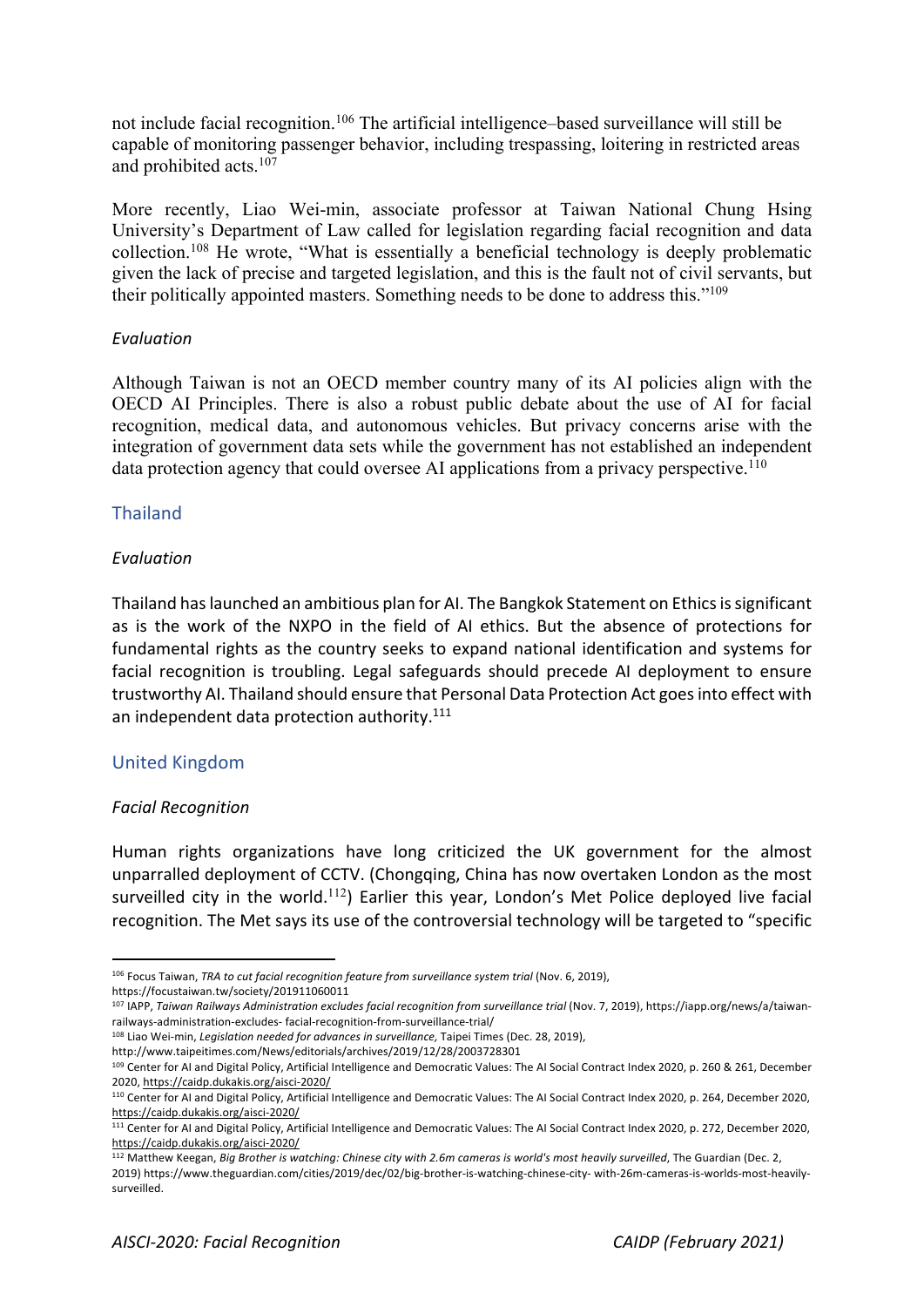not include facial recognition.[106] The artificial intelligence–based surveillance will still be capable of monitoring passenger behavior, including trespassing, loitering in restricted areas and prohibited acts.[107]

More recently, Liao Wei-min, associate professor at Taiwan National Chung Hsing University's Department of Law called for legislation regarding facial recognition and data collection.[108] He wrote, "What is essentially a beneficial technology is deeply problematic given the lack of precise and targeted legislation, and this is the fault not of civil servants, but their politically appointed masters. Something needs to be done to address this."[109]

*Evaluation*

Although Taiwan is not an OECD member country many of its AI policies align with the OECD AI Principles. There is also a robust public debate about the use of AI for facial recognition, medical data, and autonomous vehicles. But privacy concerns arise with the integration of government data sets while the government has not established an independent data protection agency that could oversee AI applications from a privacy perspective.[110]

## Thailand

*Evaluation*

Thailand has launched an ambitious plan for AI. The Bangkok Statement on Ethics is significant as is the work of the NXPO in the field of AI ethics. But the absence of protections for fundamental rights as the country seeks to expand national identification and systems for facial recognition is troubling. Legal safeguards should precede AI deployment to ensure trustworthy AI. Thailand should ensure that Personal Data Protection Act goes into effect with an independent data protection authority.[111]

## United Kingdom

*Facial Recognition*

Human rights organizations have long criticized the UK government for the almost unparralled deployment of CCTV. (Chongqing, China has now overtaken London as the most surveilled city in the world.[112]) Earlier this year, London's Met Police deployed live facial recognition. The Met says its use of the controversial technology will be targeted to "specific

---

[106] Focus Taiwan, *TRA to cut facial recognition feature from surveillance system trial* (Nov. 6, 2019), https://focustaiwan.tw/society/201911060011

[107] IAPP, *Taiwan Railways Administration excludes facial recognition from surveillance trial* (Nov. 7, 2019), https://iapp.org/news/a/taiwan-railways-administration-excludes- facial-recognition-from-surveillance-trial/

[108] Liao Wei-min, *Legislation needed for advances in surveillance,* Taipei Times (Dec. 28, 2019), http://www.taipeitimes.com/News/editorials/archives/2019/12/28/2003728301

[109] Center for AI and Digital Policy, Artificial Intelligence and Democratic Values: The AI Social Contract Index 2020, p. 260 & 261, December 2020, https://caidp.dukakis.org/aisci-2020/

[110] Center for AI and Digital Policy, Artificial Intelligence and Democratic Values: The AI Social Contract Index 2020, p. 264, December 2020, https://caidp.dukakis.org/aisci-2020/

[111] Center for AI and Digital Policy, Artificial Intelligence and Democratic Values: The AI Social Contract Index 2020, p. 272, December 2020, https://caidp.dukakis.org/aisci-2020/

[112] Matthew Keegan, *Big Brother is watching: Chinese city with 2.6m cameras is world's most heavily surveilled*, The Guardian (Dec. 2, 2019) https://www.theguardian.com/cities/2019/dec/02/big-brother-is-watching-chinese-city- with-26m-cameras-is-worlds-most-heavily-surveilled.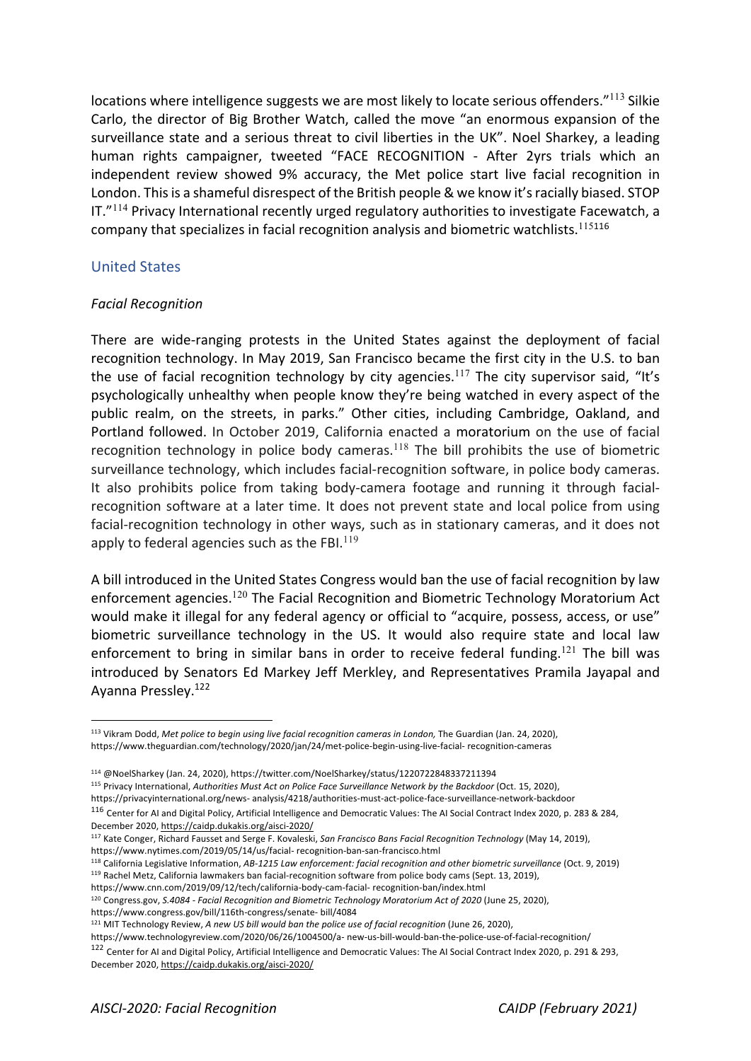locations where intelligence suggests we are most likely to locate serious offenders."[113] Silkie Carlo, the director of Big Brother Watch, called the move "an enormous expansion of the surveillance state and a serious threat to civil liberties in the UK". Noel Sharkey, a leading human rights campaigner, tweeted "FACE RECOGNITION - After 2yrs trials which an independent review showed 9% accuracy, the Met police start live facial recognition in London. This is a shameful disrespect of the British people & we know it's racially biased. STOP IT."[114] Privacy International recently urged regulatory authorities to investigate Facewatch, a company that specializes in facial recognition analysis and biometric watchlists.[115][116]

## United States

### *Facial Recognition*

There are wide-ranging protests in the United States against the deployment of facial recognition technology. In May 2019, San Francisco became the first city in the U.S. to ban the use of facial recognition technology by city agencies.[117] The city supervisor said, "It's psychologically unhealthy when people know they're being watched in every aspect of the public realm, on the streets, in parks." Other cities, including Cambridge, Oakland, and Portland followed. In October 2019, California enacted a moratorium on the use of facial recognition technology in police body cameras.[118] The bill prohibits the use of biometric surveillance technology, which includes facial-recognition software, in police body cameras. It also prohibits police from taking body-camera footage and running it through facial-recognition software at a later time. It does not prevent state and local police from using facial-recognition technology in other ways, such as in stationary cameras, and it does not apply to federal agencies such as the FBI.[119]

A bill introduced in the United States Congress would ban the use of facial recognition by law enforcement agencies.[120] The Facial Recognition and Biometric Technology Moratorium Act would make it illegal for any federal agency or official to "acquire, possess, access, or use" biometric surveillance technology in the US. It would also require state and local law enforcement to bring in similar bans in order to receive federal funding.[121] The bill was introduced by Senators Ed Markey Jeff Merkley, and Representatives Pramila Jayapal and Ayanna Pressley.[122]

---

[113] Vikram Dodd, *Met police to begin using live facial recognition cameras in London,* The Guardian (Jan. 24, 2020), https://www.theguardian.com/technology/2020/jan/24/met-police-begin-using-live-facial- recognition-cameras

[114] @NoelSharkey (Jan. 24, 2020), https://twitter.com/NoelSharkey/status/1220722848337211394

[115] Privacy International, *Authorities Must Act on Police Face Surveillance Network by the Backdoor* (Oct. 15, 2020), https://privacyinternational.org/news- analysis/4218/authorities-must-act-police-face-surveillance-network-backdoor

[116] Center for AI and Digital Policy, Artificial Intelligence and Democratic Values: The AI Social Contract Index 2020, p. 283 & 284, December 2020, https://caidp.dukakis.org/aisci-2020/

[117] Kate Conger, Richard Fausset and Serge F. Kovaleski, *San Francisco Bans Facial Recognition Technology* (May 14, 2019), https://www.nytimes.com/2019/05/14/us/facial- recognition-ban-san-francisco.html

[118] California Legislative Information, *AB-1215 Law enforcement: facial recognition and other biometric surveillance* (Oct. 9, 2019)

[119] Rachel Metz, California lawmakers ban facial-recognition software from police body cams (Sept. 13, 2019), https://www.cnn.com/2019/09/12/tech/california-body-cam-facial- recognition-ban/index.html

[120] Congress.gov, *S.4084 - Facial Recognition and Biometric Technology Moratorium Act of 2020* (June 25, 2020), https://www.congress.gov/bill/116th-congress/senate- bill/4084

[121] MIT Technology Review, *A new US bill would ban the police use of facial recognition* (June 26, 2020), https://www.technologyreview.com/2020/06/26/1004500/a- new-us-bill-would-ban-the-police-use-of-facial-recognition/

[122] Center for AI and Digital Policy, Artificial Intelligence and Democratic Values: The AI Social Contract Index 2020, p. 291 & 293, December 2020, https://caidp.dukakis.org/aisci-2020/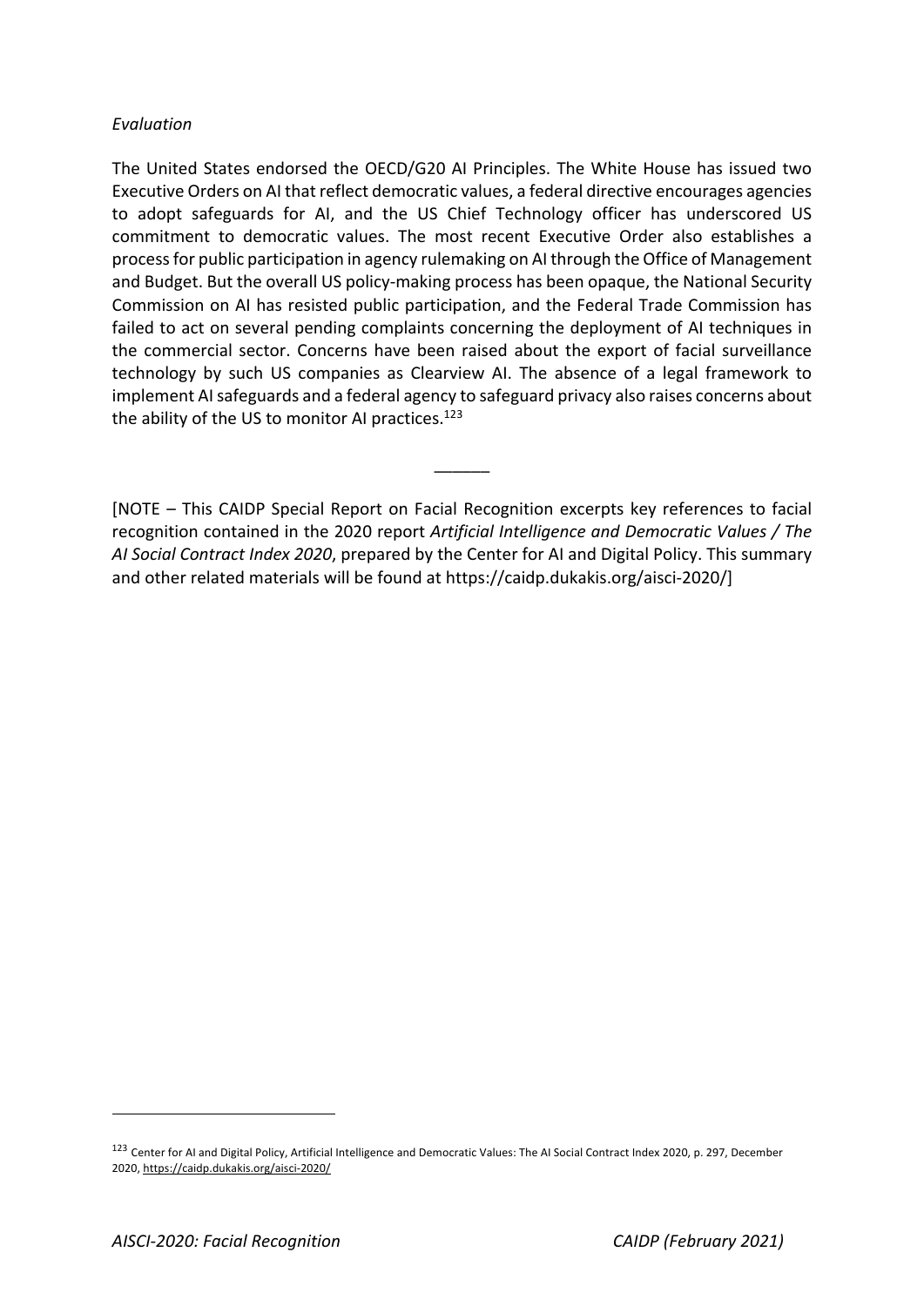*Evaluation*

The United States endorsed the OECD/G20 AI Principles. The White House has issued two Executive Orders on AI that reflect democratic values, a federal directive encourages agencies to adopt safeguards for AI, and the US Chief Technology officer has underscored US commitment to democratic values. The most recent Executive Order also establishes a process for public participation in agency rulemaking on AI through the Office of Management and Budget. But the overall US policy-making process has been opaque, the National Security Commission on AI has resisted public participation, and the Federal Trade Commission has failed to act on several pending complaints concerning the deployment of AI techniques in the commercial sector. Concerns have been raised about the export of facial surveillance technology by such US companies as Clearview AI. The absence of a legal framework to implement AI safeguards and a federal agency to safeguard privacy also raises concerns about the ability of the US to monitor AI practices.[123]

______

[NOTE – This CAIDP Special Report on Facial Recognition excerpts key references to facial recognition contained in the 2020 report *Artificial Intelligence and Democratic Values / The AI Social Contract Index 2020*, prepared by the Center for AI and Digital Policy. This summary and other related materials will be found at https://caidp.dukakis.org/aisci-2020/]

---

[123] Center for AI and Digital Policy, Artificial Intelligence and Democratic Values: The AI Social Contract Index 2020, p. 297, December 2020, https://caidp.dukakis.org/aisci-2020/